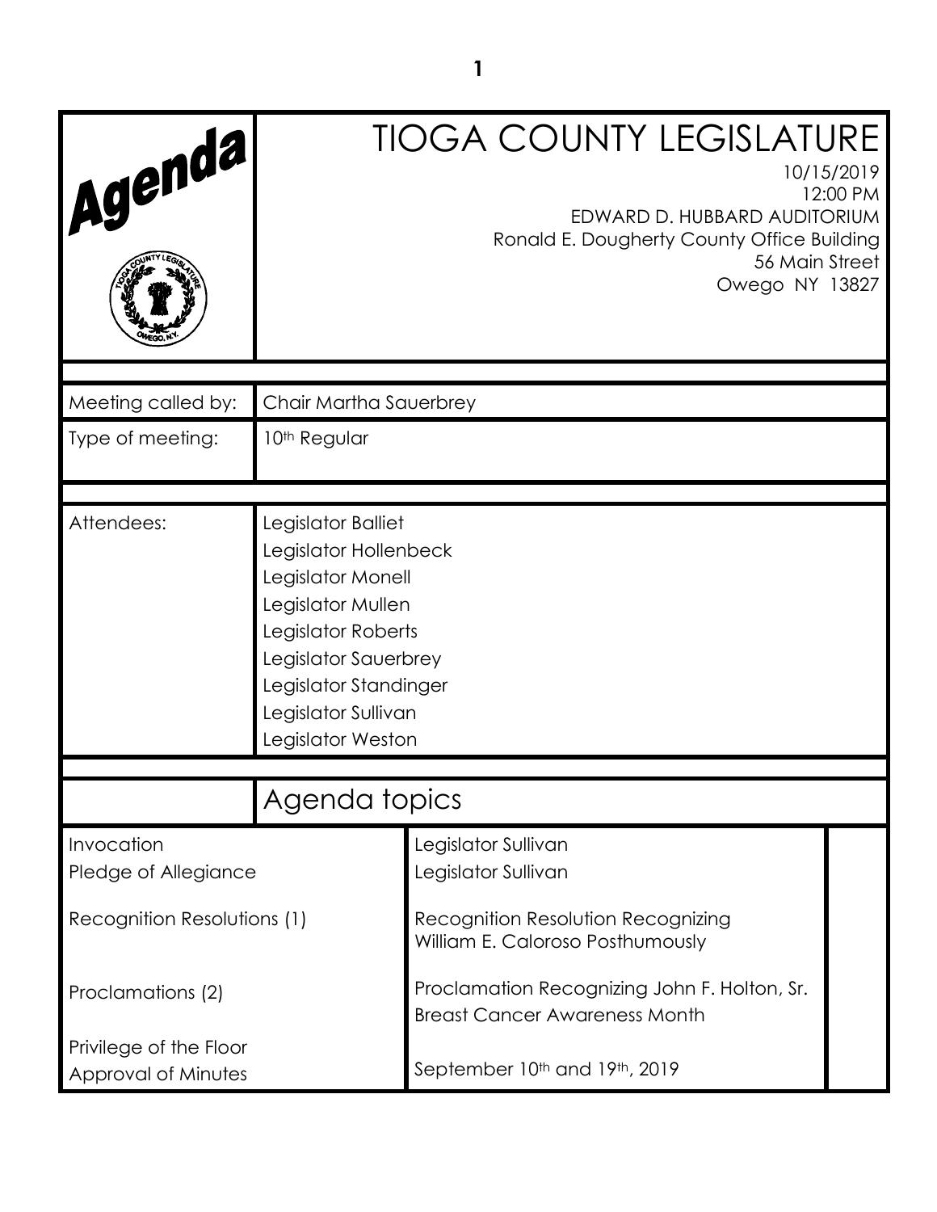Agenda

# TIOGA COUNTY LEGISLATURE

10/15/2019
12:00 PM
EDWARD D. HUBBARD AUDITORIUM
Ronald E. Dougherty County Office Building
56 Main Street
Owego NY 13827

| | |
|---|---|
| Meeting called by: | Chair Martha Sauerbrey |
| Type of meeting: | 10th Regular |
| Attendees: | Legislator Balliet<br>Legislator Hollenbeck<br>Legislator Monell<br>Legislator Mullen<br>Legislator Roberts<br>Legislator Sauerbrey<br>Legislator Standinger<br>Legislator Sullivan<br>Legislator Weston |

## Agenda topics

| | |
|---|---|
| Invocation | Legislator Sullivan |
| Pledge of Allegiance | Legislator Sullivan |
| Recognition Resolutions (1) | Recognition Resolution Recognizing William E. Caloroso Posthumously |
| Proclamations (2) | Proclamation Recognizing John F. Holton, Sr.<br>Breast Cancer Awareness Month |
| Privilege of the Floor | |
| Approval of Minutes | September 10th and 19th, 2019 |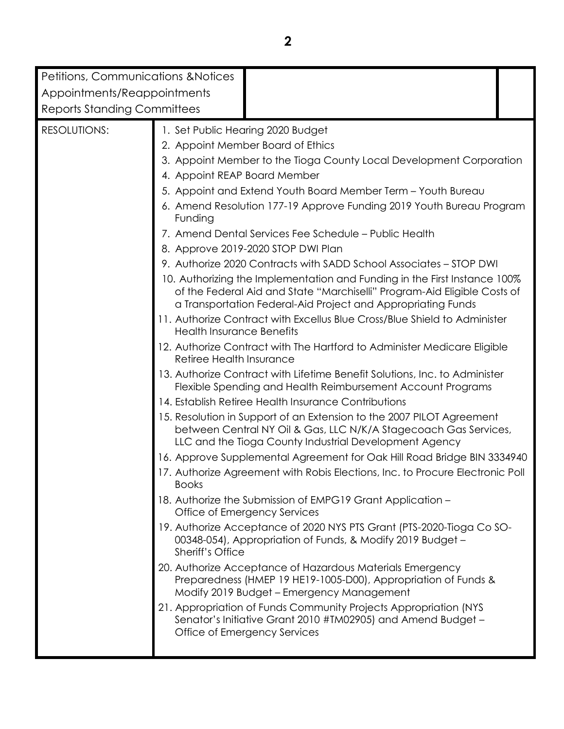| Petitions, Communications &Notices<br>Appointments/Reappointments<br>Reports Standing Committees | | |
|---|---|---|
| RESOLUTIONS: | 1. Set Public Hearing 2020 Budget<br>2. Appoint Member Board of Ethics<br>3. Appoint Member to the Tioga County Local Development Corporation<br>4. Appoint REAP Board Member<br>5. Appoint and Extend Youth Board Member Term – Youth Bureau<br>6. Amend Resolution 177-19 Approve Funding 2019 Youth Bureau Program Funding<br>7. Amend Dental Services Fee Schedule – Public Health<br>8. Approve 2019-2020 STOP DWI Plan<br>9. Authorize 2020 Contracts with SADD School Associates – STOP DWI<br>10. Authorizing the Implementation and Funding in the First Instance 100% of the Federal Aid and State "Marchiselli" Program-Aid Eligible Costs of a Transportation Federal-Aid Project and Appropriating Funds<br>11. Authorize Contract with Excellus Blue Cross/Blue Shield to Administer Health Insurance Benefits<br>12. Authorize Contract with The Hartford to Administer Medicare Eligible Retiree Health Insurance<br>13. Authorize Contract with Lifetime Benefit Solutions, Inc. to Administer Flexible Spending and Health Reimbursement Account Programs<br>14. Establish Retiree Health Insurance Contributions<br>15. Resolution in Support of an Extension to the 2007 PILOT Agreement between Central NY Oil & Gas, LLC N/K/A Stagecoach Gas Services, LLC and the Tioga County Industrial Development Agency<br>16. Approve Supplemental Agreement for Oak Hill Road Bridge BIN 3334940<br>17. Authorize Agreement with Robis Elections, Inc. to Procure Electronic Poll Books<br>18. Authorize the Submission of EMPG19 Grant Application – Office of Emergency Services<br>19. Authorize Acceptance of 2020 NYS PTS Grant (PTS-2020-Tioga Co SO-00348-054), Appropriation of Funds, & Modify 2019 Budget – Sheriff's Office<br>20. Authorize Acceptance of Hazardous Materials Emergency Preparedness (HMEP 19 HE19-1005-D00), Appropriation of Funds & Modify 2019 Budget – Emergency Management<br>21. Appropriation of Funds Community Projects Appropriation (NYS Senator's Initiative Grant 2010 #TM02905) and Amend Budget – Office of Emergency Services | |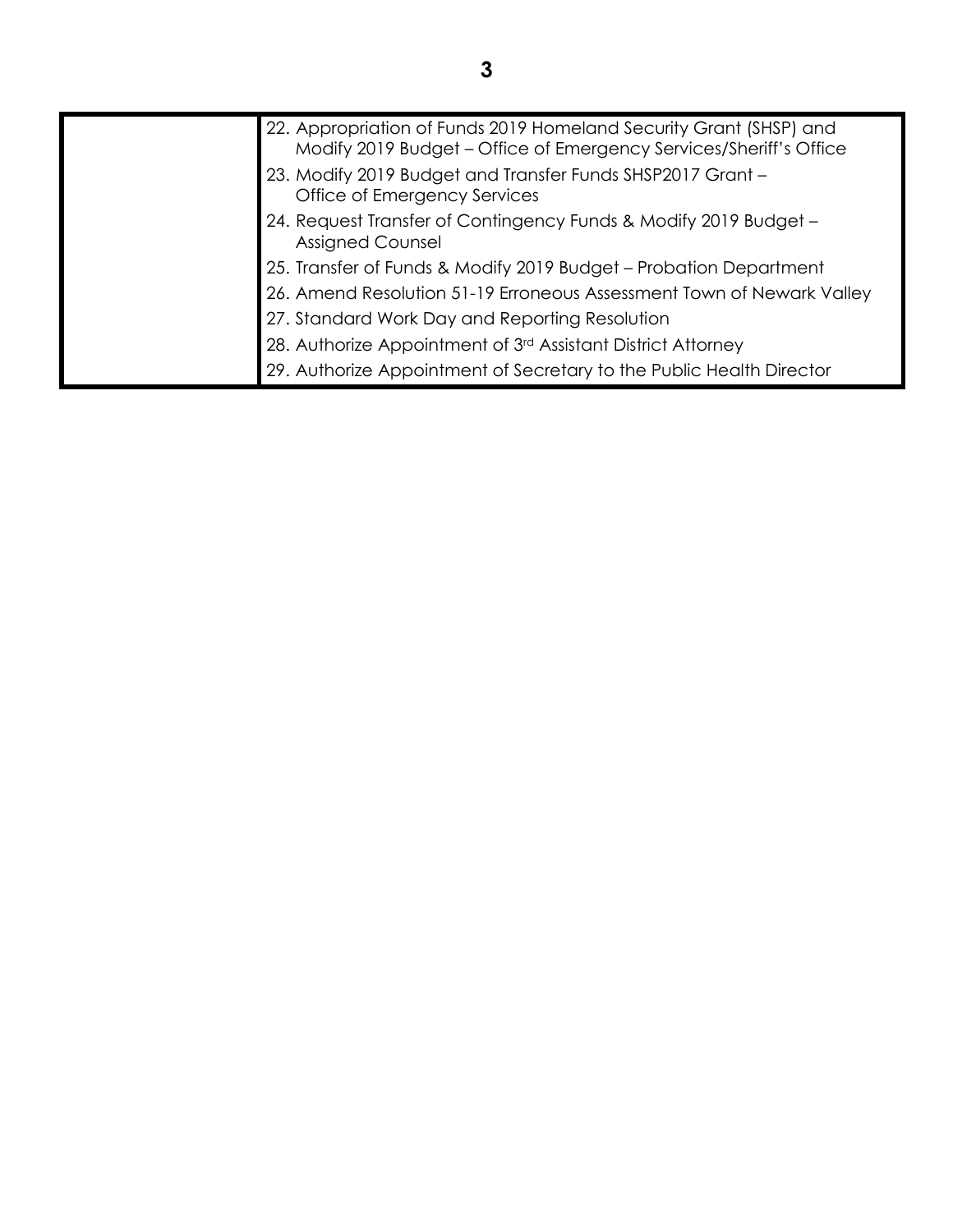|  | 22. Appropriation of Funds 2019 Homeland Security Grant (SHSP) and Modify 2019 Budget – Office of Emergency Services/Sheriff's Office |
|---|---|
|  | 23. Modify 2019 Budget and Transfer Funds SHSP2017 Grant – Office of Emergency Services |
|  | 24. Request Transfer of Contingency Funds & Modify 2019 Budget – Assigned Counsel |
|  | 25. Transfer of Funds & Modify 2019 Budget – Probation Department |
|  | 26. Amend Resolution 51-19 Erroneous Assessment Town of Newark Valley |
|  | 27. Standard Work Day and Reporting Resolution |
|  | 28. Authorize Appointment of 3rd Assistant District Attorney |
|  | 29. Authorize Appointment of Secretary to the Public Health Director |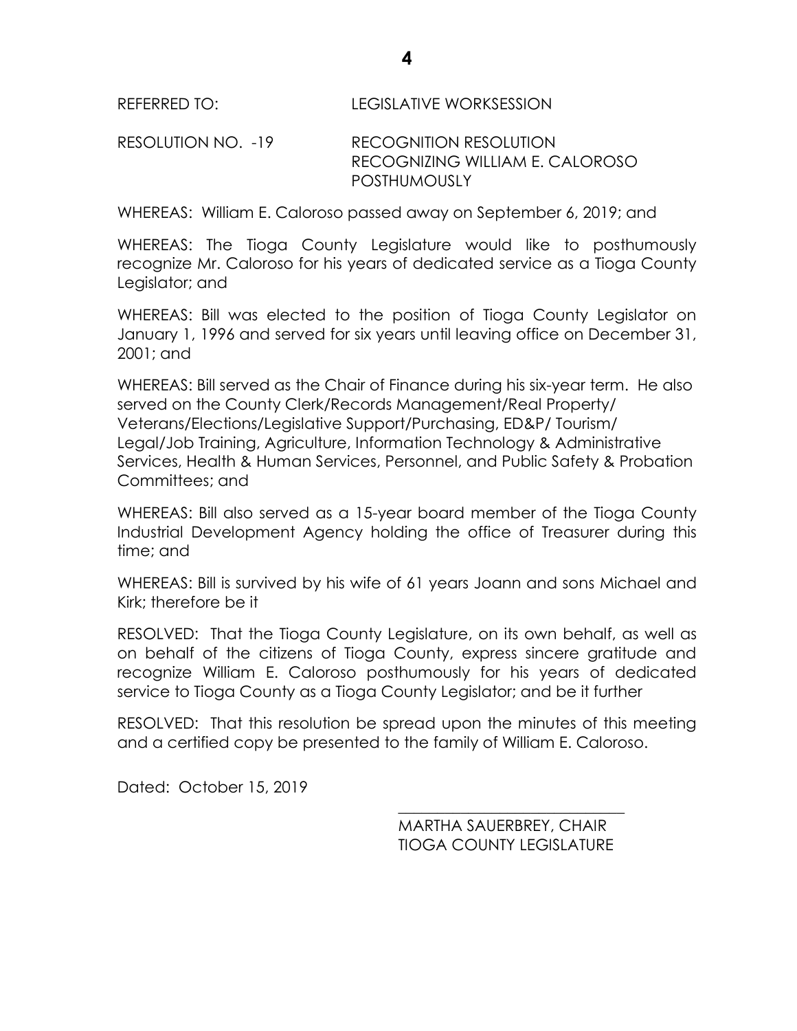REFERRED TO: LEGISLATIVE WORKSESSION

RESOLUTION NO. -19 RECOGNITION RESOLUTION
RECOGNIZING WILLIAM E. CALOROSO POSTHUMOUSLY

WHEREAS: William E. Caloroso passed away on September 6, 2019; and

WHEREAS: The Tioga County Legislature would like to posthumously recognize Mr. Caloroso for his years of dedicated service as a Tioga County Legislator; and

WHEREAS: Bill was elected to the position of Tioga County Legislator on January 1, 1996 and served for six years until leaving office on December 31, 2001; and

WHEREAS: Bill served as the Chair of Finance during his six-year term. He also served on the County Clerk/Records Management/Real Property/ Veterans/Elections/Legislative Support/Purchasing, ED&P/ Tourism/ Legal/Job Training, Agriculture, Information Technology & Administrative Services, Health & Human Services, Personnel, and Public Safety & Probation Committees; and

WHEREAS: Bill also served as a 15-year board member of the Tioga County Industrial Development Agency holding the office of Treasurer during this time; and

WHEREAS: Bill is survived by his wife of 61 years Joann and sons Michael and Kirk; therefore be it

RESOLVED: That the Tioga County Legislature, on its own behalf, as well as on behalf of the citizens of Tioga County, express sincere gratitude and recognize William E. Caloroso posthumously for his years of dedicated service to Tioga County as a Tioga County Legislator; and be it further

RESOLVED: That this resolution be spread upon the minutes of this meeting and a certified copy be presented to the family of William E. Caloroso.

Dated: October 15, 2019

\_\_\_\_\_\_\_\_\_\_\_\_\_\_\_\_\_\_\_\_\_\_\_\_\_\_\_\_\_\_

MARTHA SAUERBREY, CHAIR
TIOGA COUNTY LEGISLATURE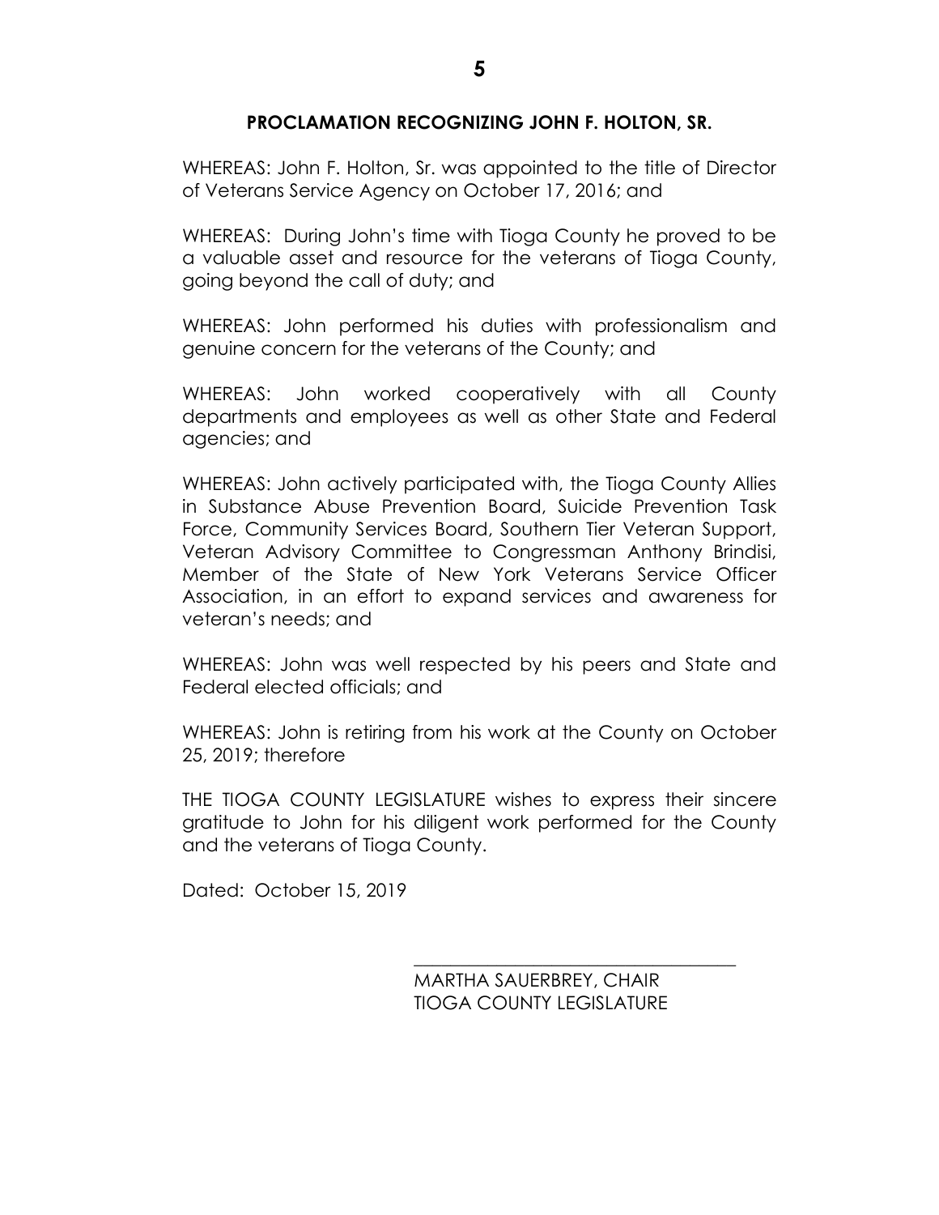**PROCLAMATION RECOGNIZING JOHN F. HOLTON, SR.**

WHEREAS: John F. Holton, Sr. was appointed to the title of Director of Veterans Service Agency on October 17, 2016; and

WHEREAS: During John's time with Tioga County he proved to be a valuable asset and resource for the veterans of Tioga County, going beyond the call of duty; and

WHEREAS: John performed his duties with professionalism and genuine concern for the veterans of the County; and

WHEREAS: John worked cooperatively with all County departments and employees as well as other State and Federal agencies; and

WHEREAS: John actively participated with, the Tioga County Allies in Substance Abuse Prevention Board, Suicide Prevention Task Force, Community Services Board, Southern Tier Veteran Support, Veteran Advisory Committee to Congressman Anthony Brindisi, Member of the State of New York Veterans Service Officer Association, in an effort to expand services and awareness for veteran's needs; and

WHEREAS: John was well respected by his peers and State and Federal elected officials; and

WHEREAS: John is retiring from his work at the County on October 25, 2019; therefore

THE TIOGA COUNTY LEGISLATURE wishes to express their sincere gratitude to John for his diligent work performed for the County and the veterans of Tioga County.

Dated: October 15, 2019

\_\_\_\_\_\_\_\_\_\_\_\_\_\_\_\_\_\_\_\_\_\_\_\_\_\_\_\_\_\_\_\_\_\_\_

MARTHA SAUERBREY, CHAIR
TIOGA COUNTY LEGISLATURE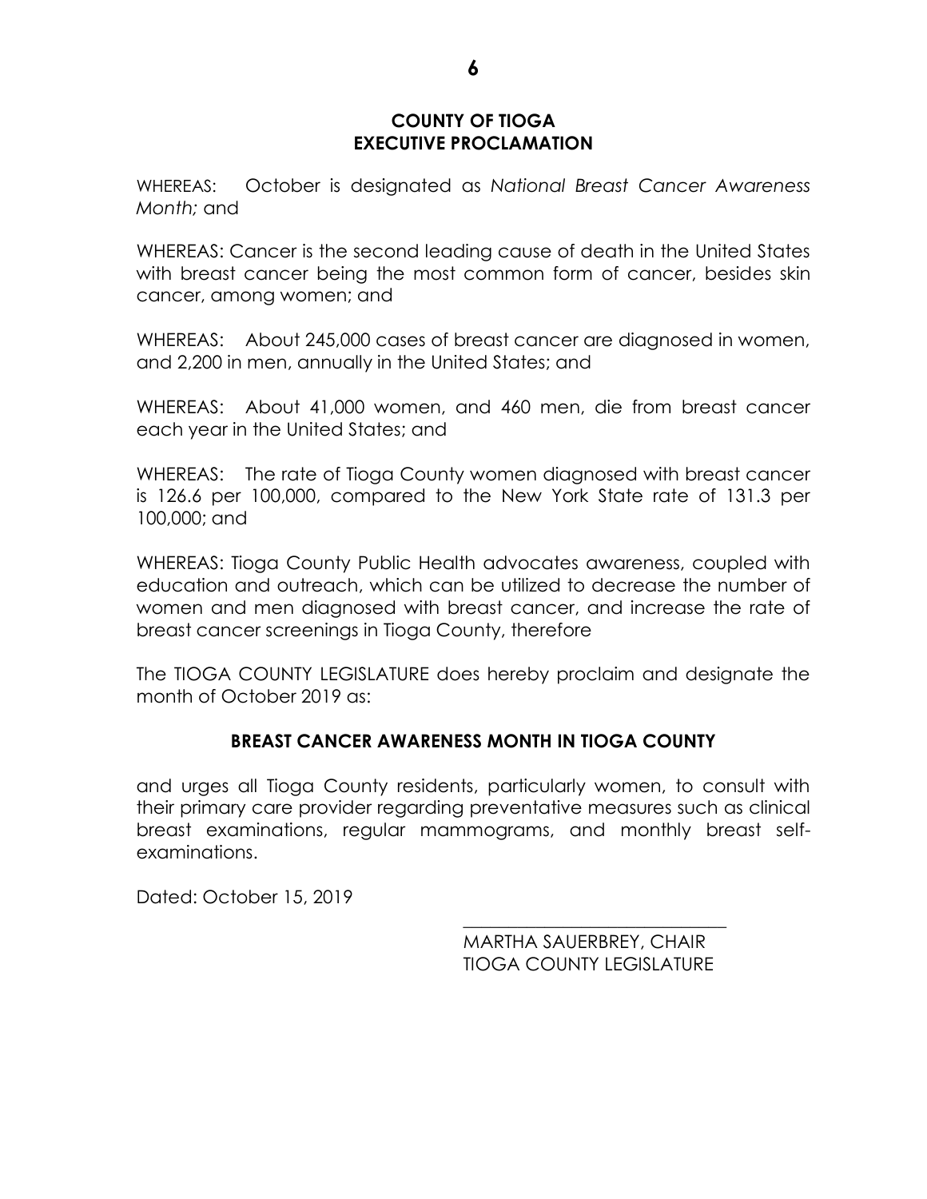**COUNTY OF TIOGA**
**EXECUTIVE PROCLAMATION**

WHEREAS: October is designated as *National Breast Cancer Awareness Month;* and

WHEREAS: Cancer is the second leading cause of death in the United States with breast cancer being the most common form of cancer, besides skin cancer, among women; and

WHEREAS: About 245,000 cases of breast cancer are diagnosed in women, and 2,200 in men, annually in the United States; and

WHEREAS: About 41,000 women, and 460 men, die from breast cancer each year in the United States; and

WHEREAS: The rate of Tioga County women diagnosed with breast cancer is 126.6 per 100,000, compared to the New York State rate of 131.3 per 100,000; and

WHEREAS: Tioga County Public Health advocates awareness, coupled with education and outreach, which can be utilized to decrease the number of women and men diagnosed with breast cancer, and increase the rate of breast cancer screenings in Tioga County, therefore

The TIOGA COUNTY LEGISLATURE does hereby proclaim and designate the month of October 2019 as:

**BREAST CANCER AWARENESS MONTH IN TIOGA COUNTY**

and urges all Tioga County residents, particularly women, to consult with their primary care provider regarding preventative measures such as clinical breast examinations, regular mammograms, and monthly breast self-examinations.

Dated: October 15, 2019

\_\_\_\_\_\_\_\_\_\_\_\_\_\_\_\_\_\_\_\_\_\_\_\_\_\_\_\_\_\_

MARTHA SAUERBREY, CHAIR
TIOGA COUNTY LEGISLATURE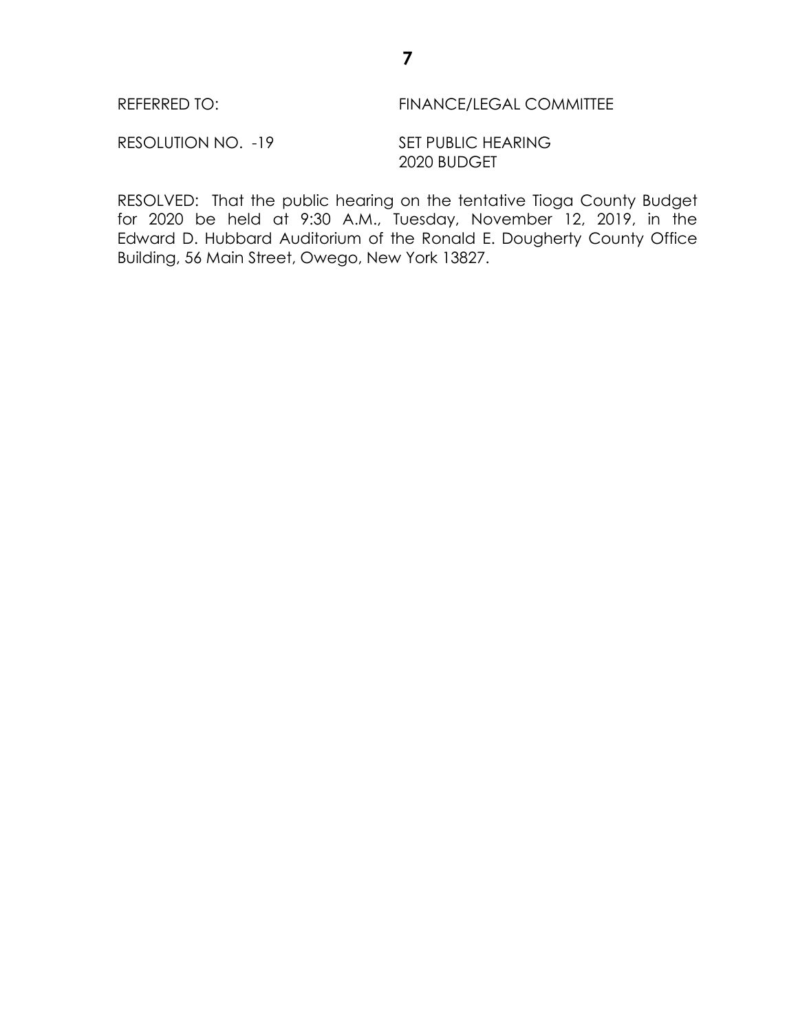REFERRED TO: FINANCE/LEGAL COMMITTEE

RESOLUTION NO. -19 SET PUBLIC HEARING
2020 BUDGET

RESOLVED: That the public hearing on the tentative Tioga County Budget for 2020 be held at 9:30 A.M., Tuesday, November 12, 2019, in the Edward D. Hubbard Auditorium of the Ronald E. Dougherty County Office Building, 56 Main Street, Owego, New York 13827.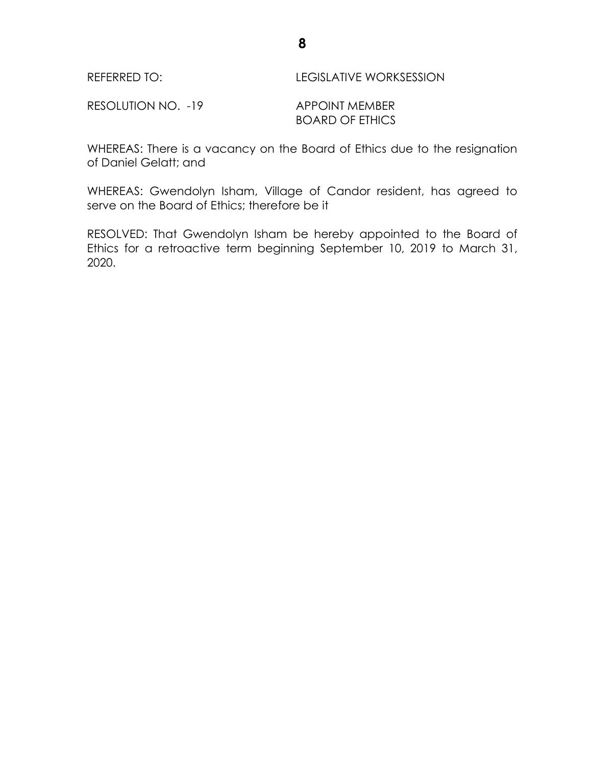REFERRED TO: LEGISLATIVE WORKSESSION

RESOLUTION NO. -19 APPOINT MEMBER
BOARD OF ETHICS

WHEREAS: There is a vacancy on the Board of Ethics due to the resignation of Daniel Gelatt; and

WHEREAS: Gwendolyn Isham, Village of Candor resident, has agreed to serve on the Board of Ethics; therefore be it

RESOLVED: That Gwendolyn Isham be hereby appointed to the Board of Ethics for a retroactive term beginning September 10, 2019 to March 31, 2020.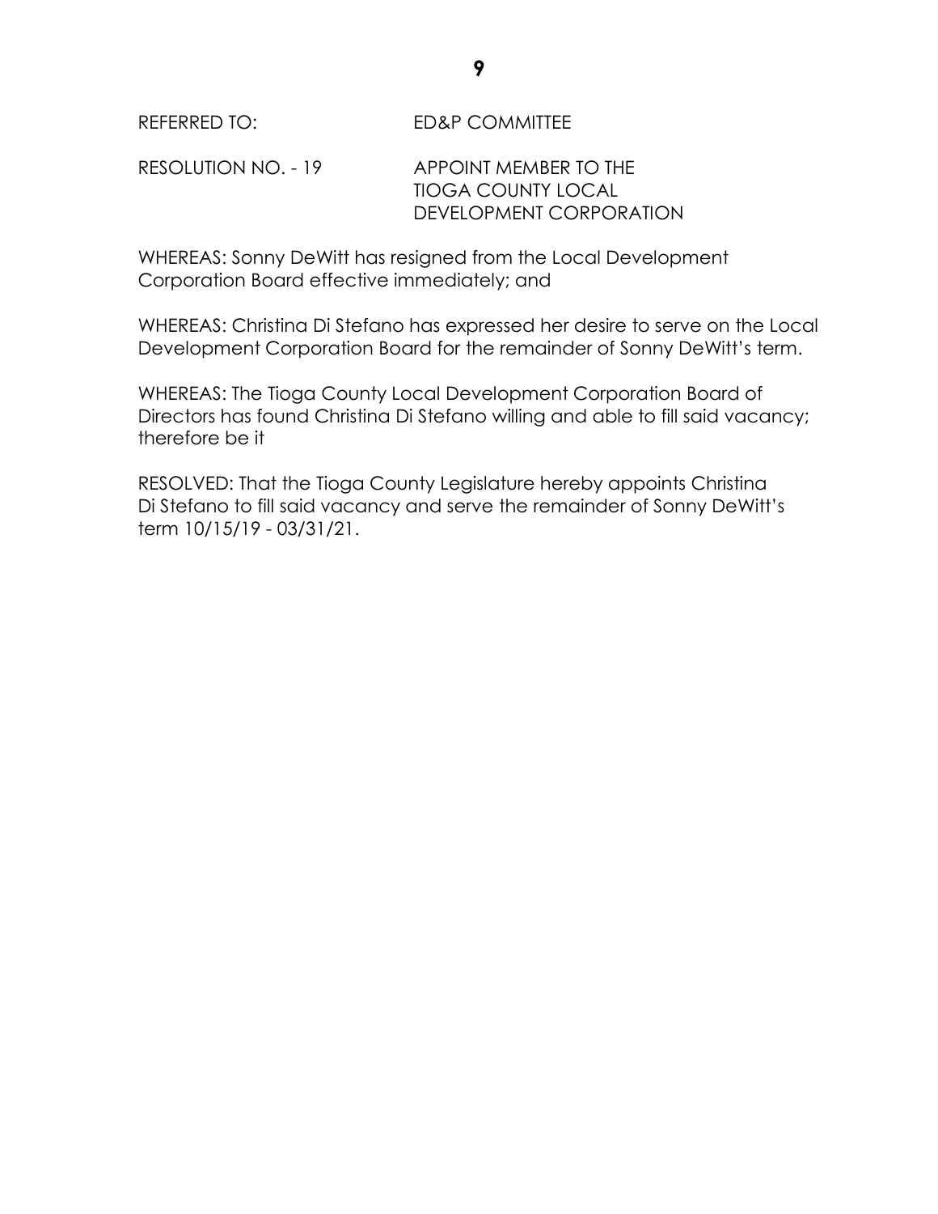REFERRED TO: ED&P COMMITTEE

RESOLUTION NO. - 19 APPOINT MEMBER TO THE TIOGA COUNTY LOCAL DEVELOPMENT CORPORATION

WHEREAS: Sonny DeWitt has resigned from the Local Development Corporation Board effective immediately; and

WHEREAS: Christina Di Stefano has expressed her desire to serve on the Local Development Corporation Board for the remainder of Sonny DeWitt's term.

WHEREAS: The Tioga County Local Development Corporation Board of Directors has found Christina Di Stefano willing and able to fill said vacancy; therefore be it

RESOLVED: That the Tioga County Legislature hereby appoints Christina Di Stefano to fill said vacancy and serve the remainder of Sonny DeWitt's term 10/15/19 - 03/31/21.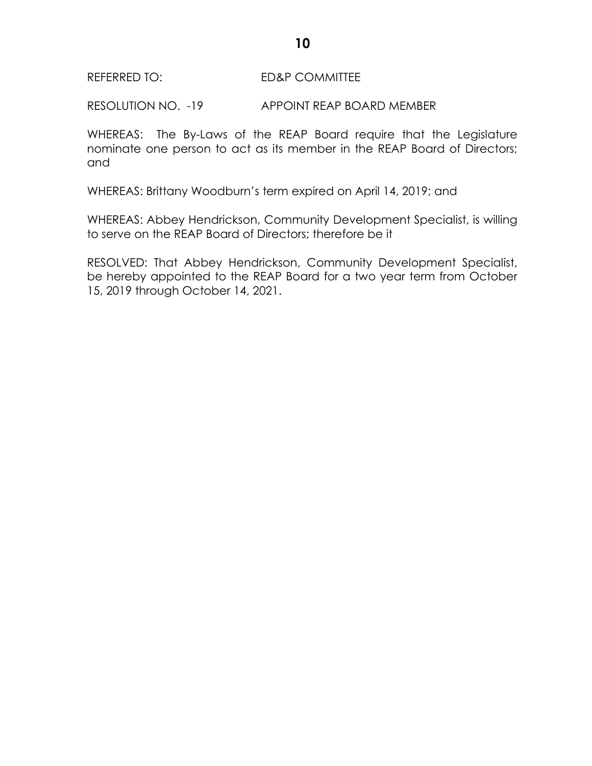REFERRED TO: ED&P COMMITTEE

RESOLUTION NO. -19 APPOINT REAP BOARD MEMBER

WHEREAS: The By-Laws of the REAP Board require that the Legislature nominate one person to act as its member in the REAP Board of Directors; and

WHEREAS: Brittany Woodburn's term expired on April 14, 2019; and

WHEREAS: Abbey Hendrickson, Community Development Specialist, is willing to serve on the REAP Board of Directors; therefore be it

RESOLVED: That Abbey Hendrickson, Community Development Specialist, be hereby appointed to the REAP Board for a two year term from October 15, 2019 through October 14, 2021.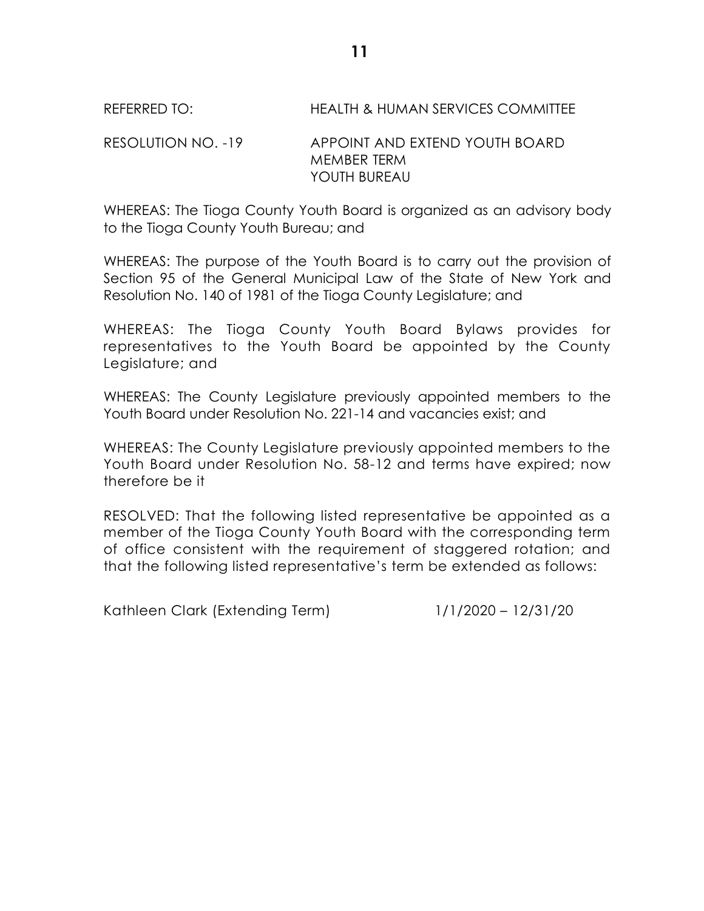REFERRED TO: HEALTH & HUMAN SERVICES COMMITTEE

RESOLUTION NO. -19 APPOINT AND EXTEND YOUTH BOARD MEMBER TERM
YOUTH BUREAU

WHEREAS: The Tioga County Youth Board is organized as an advisory body to the Tioga County Youth Bureau; and

WHEREAS: The purpose of the Youth Board is to carry out the provision of Section 95 of the General Municipal Law of the State of New York and Resolution No. 140 of 1981 of the Tioga County Legislature; and

WHEREAS: The Tioga County Youth Board Bylaws provides for representatives to the Youth Board be appointed by the County Legislature; and

WHEREAS: The County Legislature previously appointed members to the Youth Board under Resolution No. 221-14 and vacancies exist; and

WHEREAS: The County Legislature previously appointed members to the Youth Board under Resolution No. 58-12 and terms have expired; now therefore be it

RESOLVED: That the following listed representative be appointed as a member of the Tioga County Youth Board with the corresponding term of office consistent with the requirement of staggered rotation; and that the following listed representative's term be extended as follows:

Kathleen Clark (Extending Term) 1/1/2020 – 12/31/20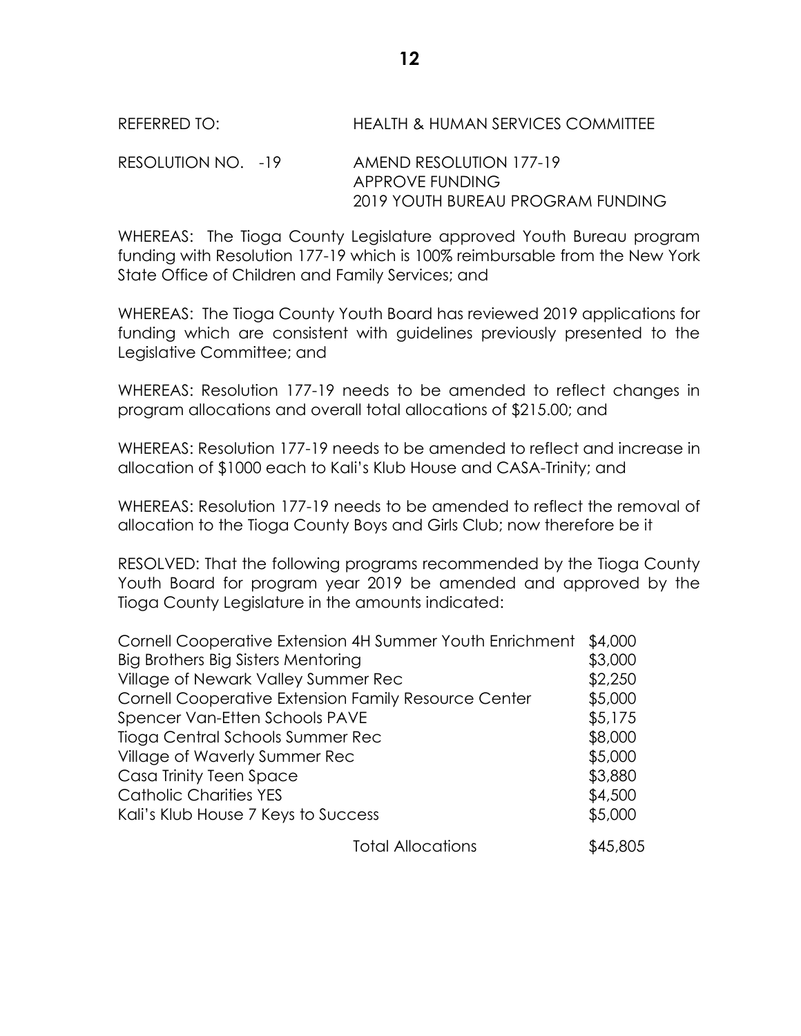REFERRED TO: HEALTH & HUMAN SERVICES COMMITTEE

RESOLUTION NO. -19 AMEND RESOLUTION 177-19
APPROVE FUNDING
2019 YOUTH BUREAU PROGRAM FUNDING

WHEREAS: The Tioga County Legislature approved Youth Bureau program funding with Resolution 177-19 which is 100% reimbursable from the New York State Office of Children and Family Services; and

WHEREAS: The Tioga County Youth Board has reviewed 2019 applications for funding which are consistent with guidelines previously presented to the Legislative Committee; and

WHEREAS: Resolution 177-19 needs to be amended to reflect changes in program allocations and overall total allocations of $215.00; and

WHEREAS: Resolution 177-19 needs to be amended to reflect and increase in allocation of $1000 each to Kali's Klub House and CASA-Trinity; and

WHEREAS: Resolution 177-19 needs to be amended to reflect the removal of allocation to the Tioga County Boys and Girls Club; now therefore be it

RESOLVED: That the following programs recommended by the Tioga County Youth Board for program year 2019 be amended and approved by the Tioga County Legislature in the amounts indicated:

| | |
|---|---|
| Cornell Cooperative Extension 4H Summer Youth Enrichment | $4,000 |
| Big Brothers Big Sisters Mentoring | $3,000 |
| Village of Newark Valley Summer Rec | $2,250 |
| Cornell Cooperative Extension Family Resource Center | $5,000 |
| Spencer Van-Etten Schools PAVE | $5,175 |
| Tioga Central Schools Summer Rec | $8,000 |
| Village of Waverly Summer Rec | $5,000 |
| Casa Trinity Teen Space | $3,880 |
| Catholic Charities YES | $4,500 |
| Kali's Klub House 7 Keys to Success | $5,000 |
| Total Allocations | $45,805 |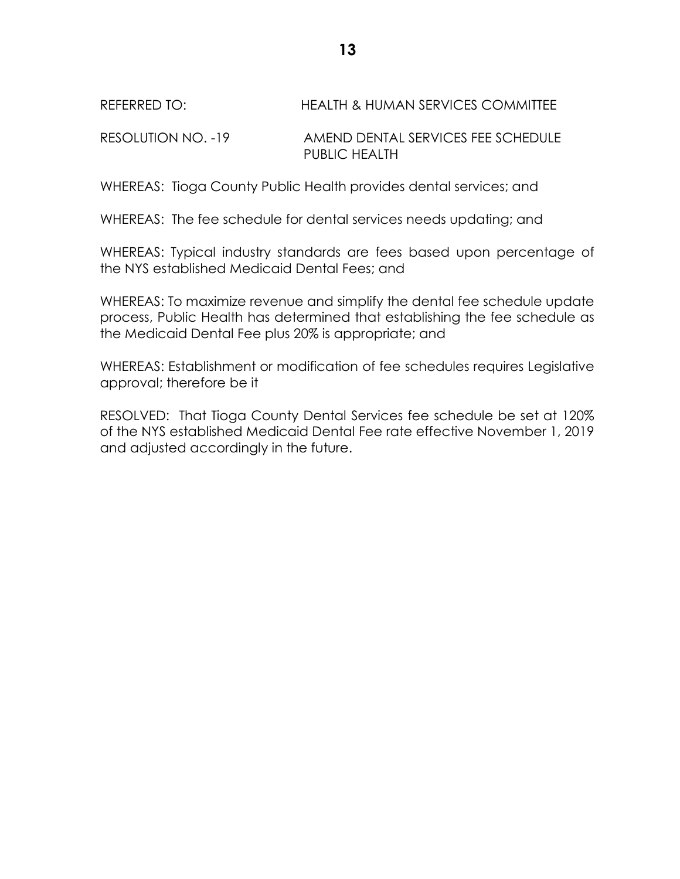REFERRED TO: HEALTH & HUMAN SERVICES COMMITTEE

RESOLUTION NO. -19 AMEND DENTAL SERVICES FEE SCHEDULE PUBLIC HEALTH

WHEREAS: Tioga County Public Health provides dental services; and

WHEREAS: The fee schedule for dental services needs updating; and

WHEREAS: Typical industry standards are fees based upon percentage of the NYS established Medicaid Dental Fees; and

WHEREAS: To maximize revenue and simplify the dental fee schedule update process, Public Health has determined that establishing the fee schedule as the Medicaid Dental Fee plus 20% is appropriate; and

WHEREAS: Establishment or modification of fee schedules requires Legislative approval; therefore be it

RESOLVED: That Tioga County Dental Services fee schedule be set at 120% of the NYS established Medicaid Dental Fee rate effective November 1, 2019 and adjusted accordingly in the future.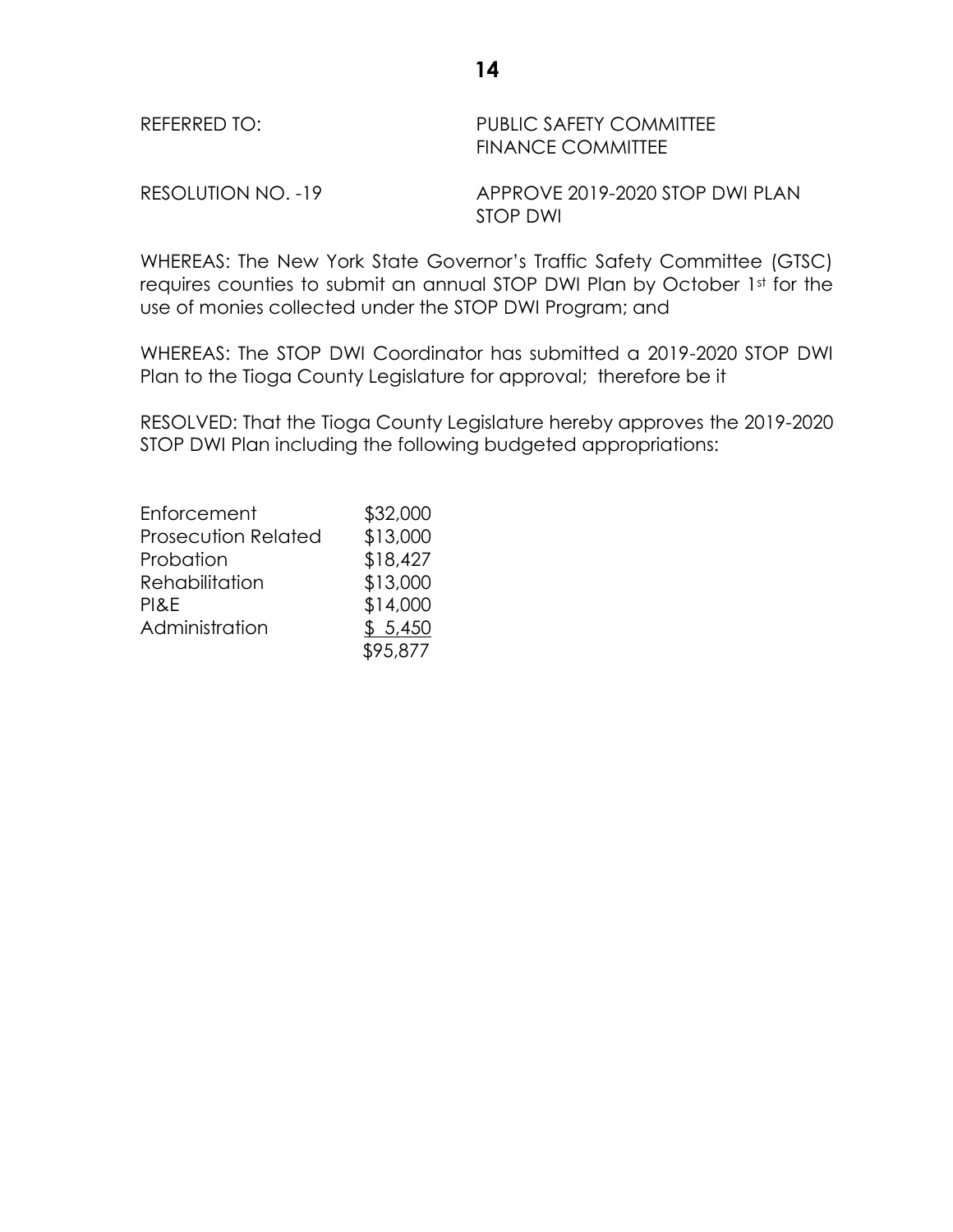REFERRED TO: PUBLIC SAFETY COMMITTEE
FINANCE COMMITTEE

RESOLUTION NO. -19 APPROVE 2019-2020 STOP DWI PLAN
STOP DWI

WHEREAS: The New York State Governor's Traffic Safety Committee (GTSC) requires counties to submit an annual STOP DWI Plan by October 1st for the use of monies collected under the STOP DWI Program; and

WHEREAS: The STOP DWI Coordinator has submitted a 2019-2020 STOP DWI Plan to the Tioga County Legislature for approval; therefore be it

RESOLVED: That the Tioga County Legislature hereby approves the 2019-2020 STOP DWI Plan including the following budgeted appropriations:

| | |
|---|---|
| Enforcement | $32,000 |
| Prosecution Related | $13,000 |
| Probation | $18,427 |
| Rehabilitation | $13,000 |
| PI&E | $14,000 |
| Administration | $ 5,450 |
| | $95,877 |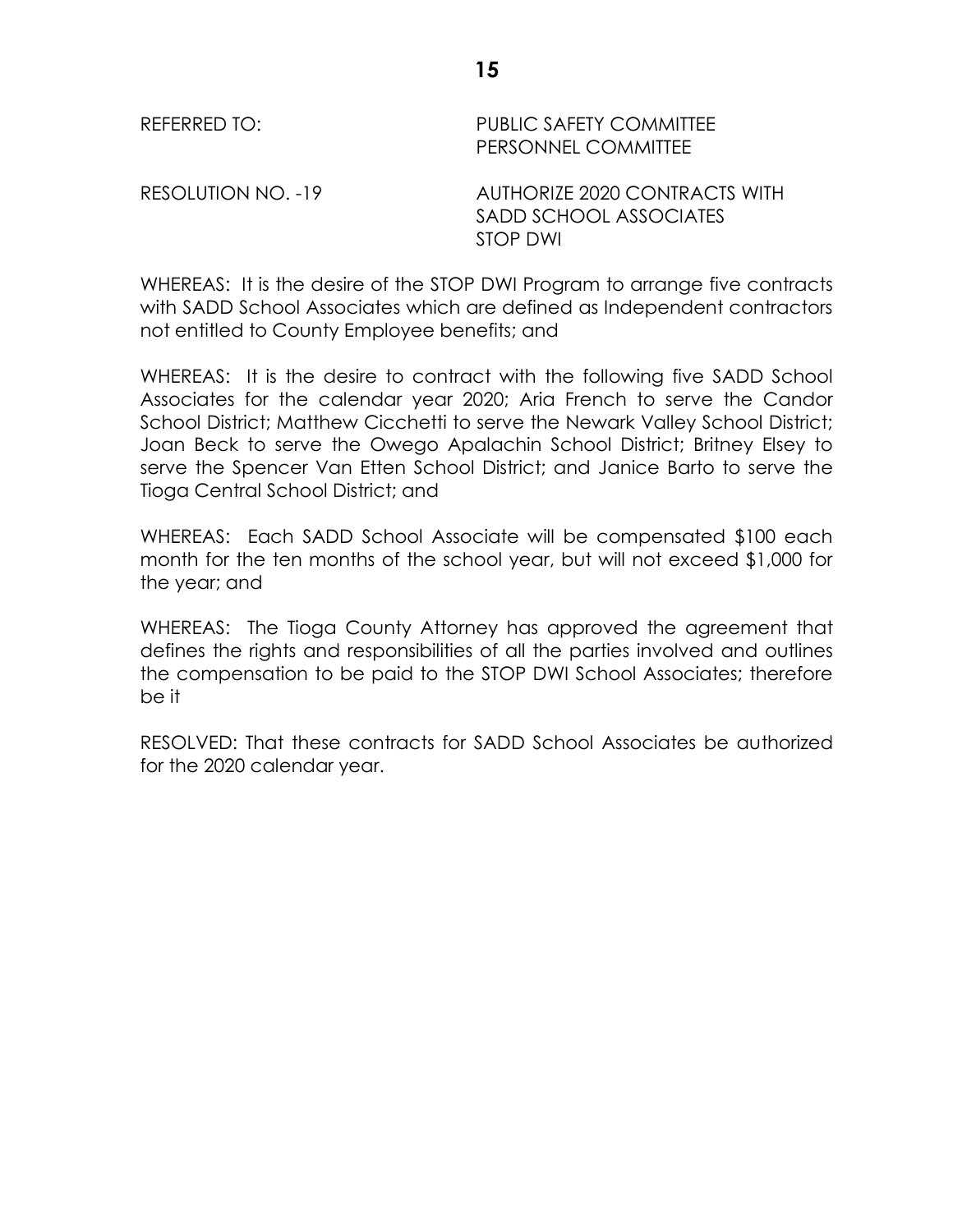REFERRED TO: PUBLIC SAFETY COMMITTEE
PERSONNEL COMMITTEE

RESOLUTION NO. -19 AUTHORIZE 2020 CONTRACTS WITH SADD SCHOOL ASSOCIATES STOP DWI

WHEREAS: It is the desire of the STOP DWI Program to arrange five contracts with SADD School Associates which are defined as Independent contractors not entitled to County Employee benefits; and

WHEREAS: It is the desire to contract with the following five SADD School Associates for the calendar year 2020; Aria French to serve the Candor School District; Matthew Cicchetti to serve the Newark Valley School District; Joan Beck to serve the Owego Apalachin School District; Britney Elsey to serve the Spencer Van Etten School District; and Janice Barto to serve the Tioga Central School District; and

WHEREAS: Each SADD School Associate will be compensated $100 each month for the ten months of the school year, but will not exceed $1,000 for the year; and

WHEREAS: The Tioga County Attorney has approved the agreement that defines the rights and responsibilities of all the parties involved and outlines the compensation to be paid to the STOP DWI School Associates; therefore be it

RESOLVED: That these contracts for SADD School Associates be authorized for the 2020 calendar year.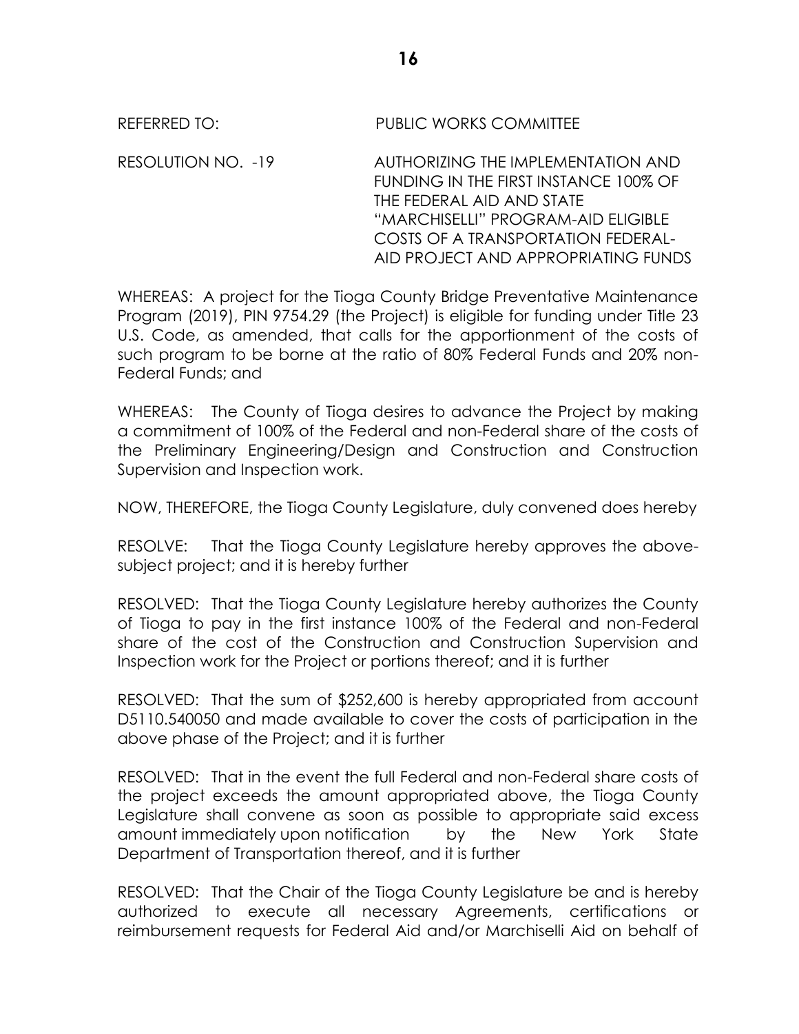REFERRED TO: PUBLIC WORKS COMMITTEE

RESOLUTION NO. -19 AUTHORIZING THE IMPLEMENTATION AND FUNDING IN THE FIRST INSTANCE 100% OF THE FEDERAL AID AND STATE "MARCHISELLI" PROGRAM-AID ELIGIBLE COSTS OF A TRANSPORTATION FEDERAL-AID PROJECT AND APPROPRIATING FUNDS

WHEREAS: A project for the Tioga County Bridge Preventative Maintenance Program (2019), PIN 9754.29 (the Project) is eligible for funding under Title 23 U.S. Code, as amended, that calls for the apportionment of the costs of such program to be borne at the ratio of 80% Federal Funds and 20% non-Federal Funds; and

WHEREAS: The County of Tioga desires to advance the Project by making a commitment of 100% of the Federal and non-Federal share of the costs of the Preliminary Engineering/Design and Construction and Construction Supervision and Inspection work.

NOW, THEREFORE, the Tioga County Legislature, duly convened does hereby

RESOLVE: That the Tioga County Legislature hereby approves the above-subject project; and it is hereby further

RESOLVED: That the Tioga County Legislature hereby authorizes the County of Tioga to pay in the first instance 100% of the Federal and non-Federal share of the cost of the Construction and Construction Supervision and Inspection work for the Project or portions thereof; and it is further

RESOLVED: That the sum of $252,600 is hereby appropriated from account D5110.540050 and made available to cover the costs of participation in the above phase of the Project; and it is further

RESOLVED: That in the event the full Federal and non-Federal share costs of the project exceeds the amount appropriated above, the Tioga County Legislature shall convene as soon as possible to appropriate said excess amount immediately upon notification by the New York State Department of Transportation thereof, and it is further

RESOLVED: That the Chair of the Tioga County Legislature be and is hereby authorized to execute all necessary Agreements, certifications or reimbursement requests for Federal Aid and/or Marchiselli Aid on behalf of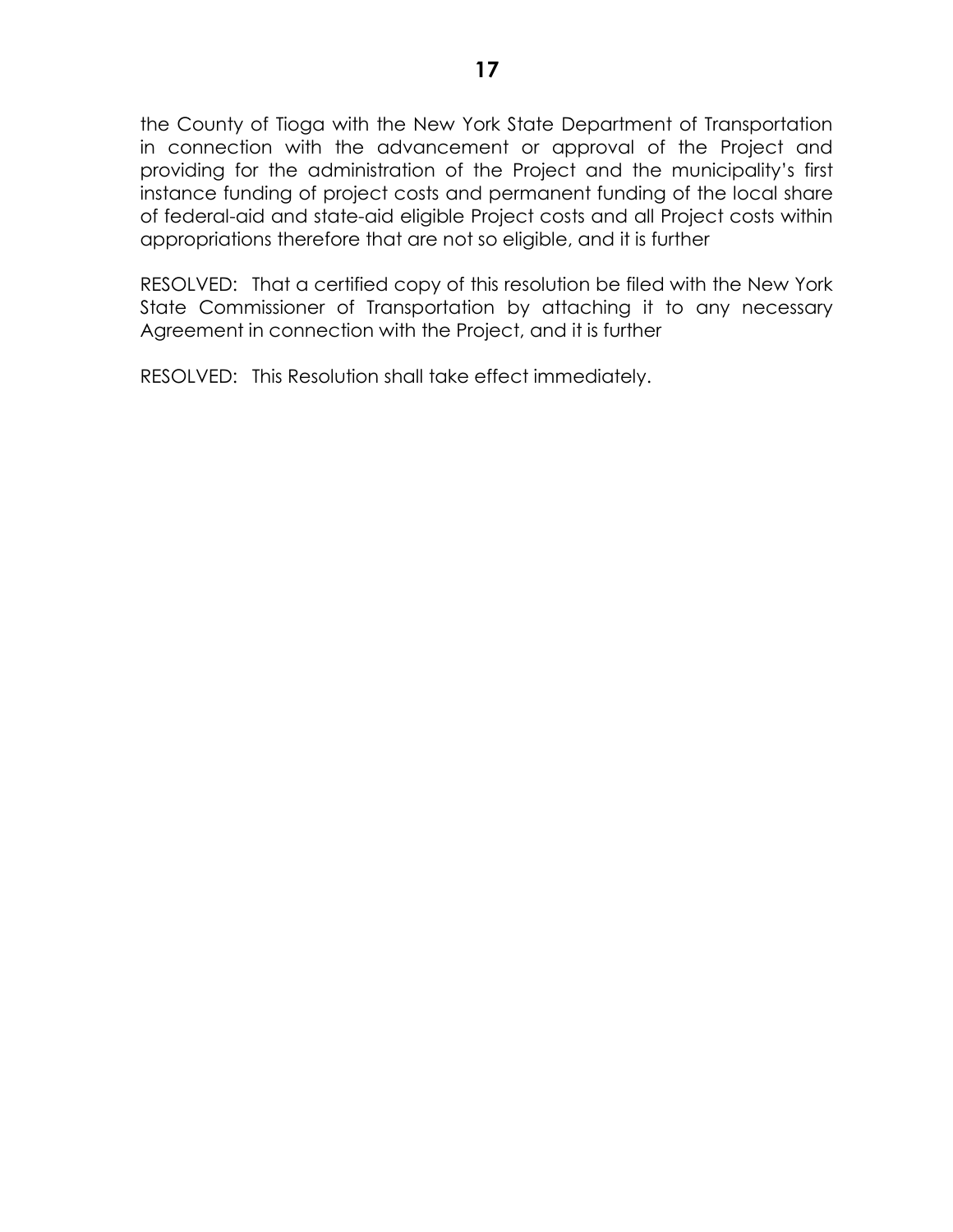the County of Tioga with the New York State Department of Transportation in connection with the advancement or approval of the Project and providing for the administration of the Project and the municipality's first instance funding of project costs and permanent funding of the local share of federal-aid and state-aid eligible Project costs and all Project costs within appropriations therefore that are not so eligible, and it is further

RESOLVED: That a certified copy of this resolution be filed with the New York State Commissioner of Transportation by attaching it to any necessary Agreement in connection with the Project, and it is further

RESOLVED: This Resolution shall take effect immediately.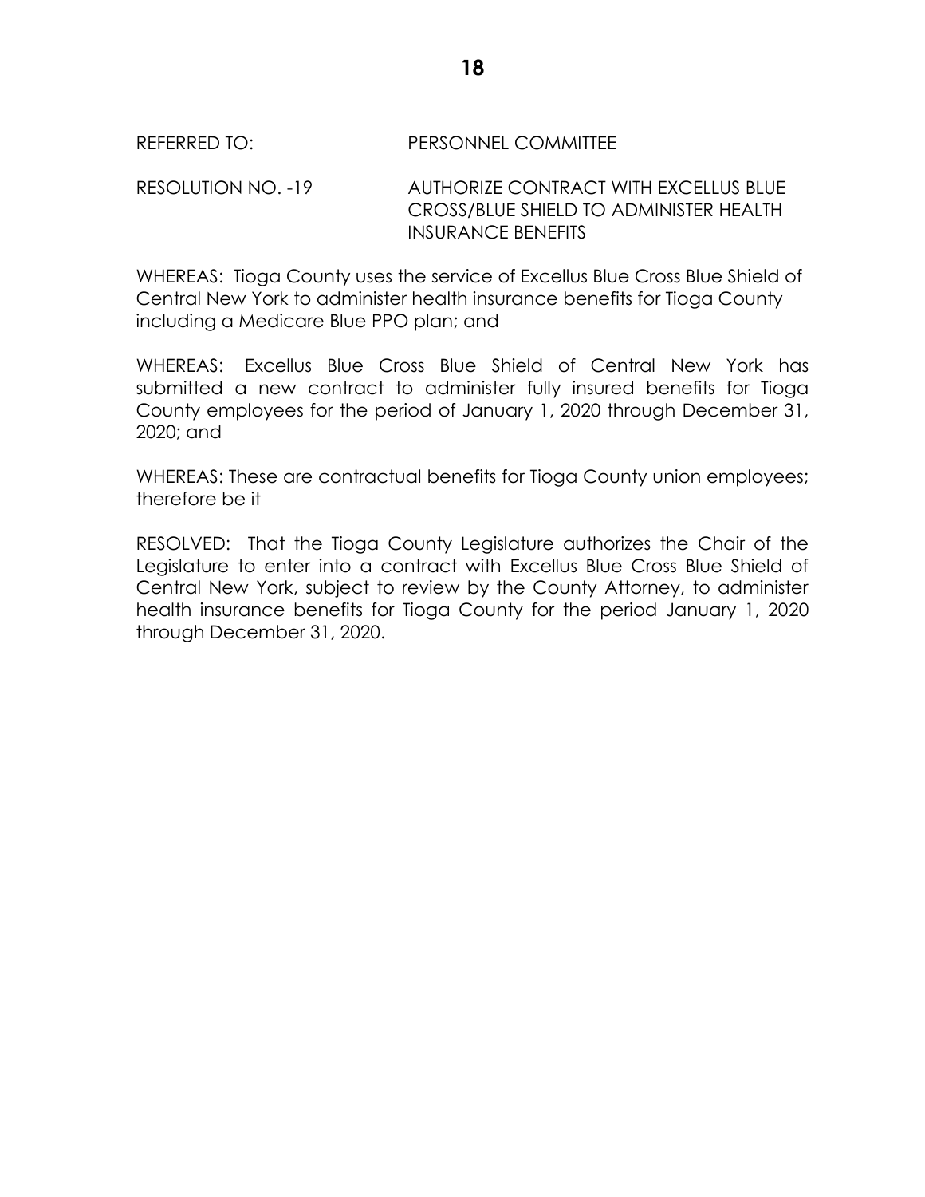REFERRED TO: PERSONNEL COMMITTEE

RESOLUTION NO. -19 AUTHORIZE CONTRACT WITH EXCELLUS BLUE CROSS/BLUE SHIELD TO ADMINISTER HEALTH INSURANCE BENEFITS

WHEREAS: Tioga County uses the service of Excellus Blue Cross Blue Shield of Central New York to administer health insurance benefits for Tioga County including a Medicare Blue PPO plan; and

WHEREAS: Excellus Blue Cross Blue Shield of Central New York has submitted a new contract to administer fully insured benefits for Tioga County employees for the period of January 1, 2020 through December 31, 2020; and

WHEREAS: These are contractual benefits for Tioga County union employees; therefore be it

RESOLVED: That the Tioga County Legislature authorizes the Chair of the Legislature to enter into a contract with Excellus Blue Cross Blue Shield of Central New York, subject to review by the County Attorney, to administer health insurance benefits for Tioga County for the period January 1, 2020 through December 31, 2020.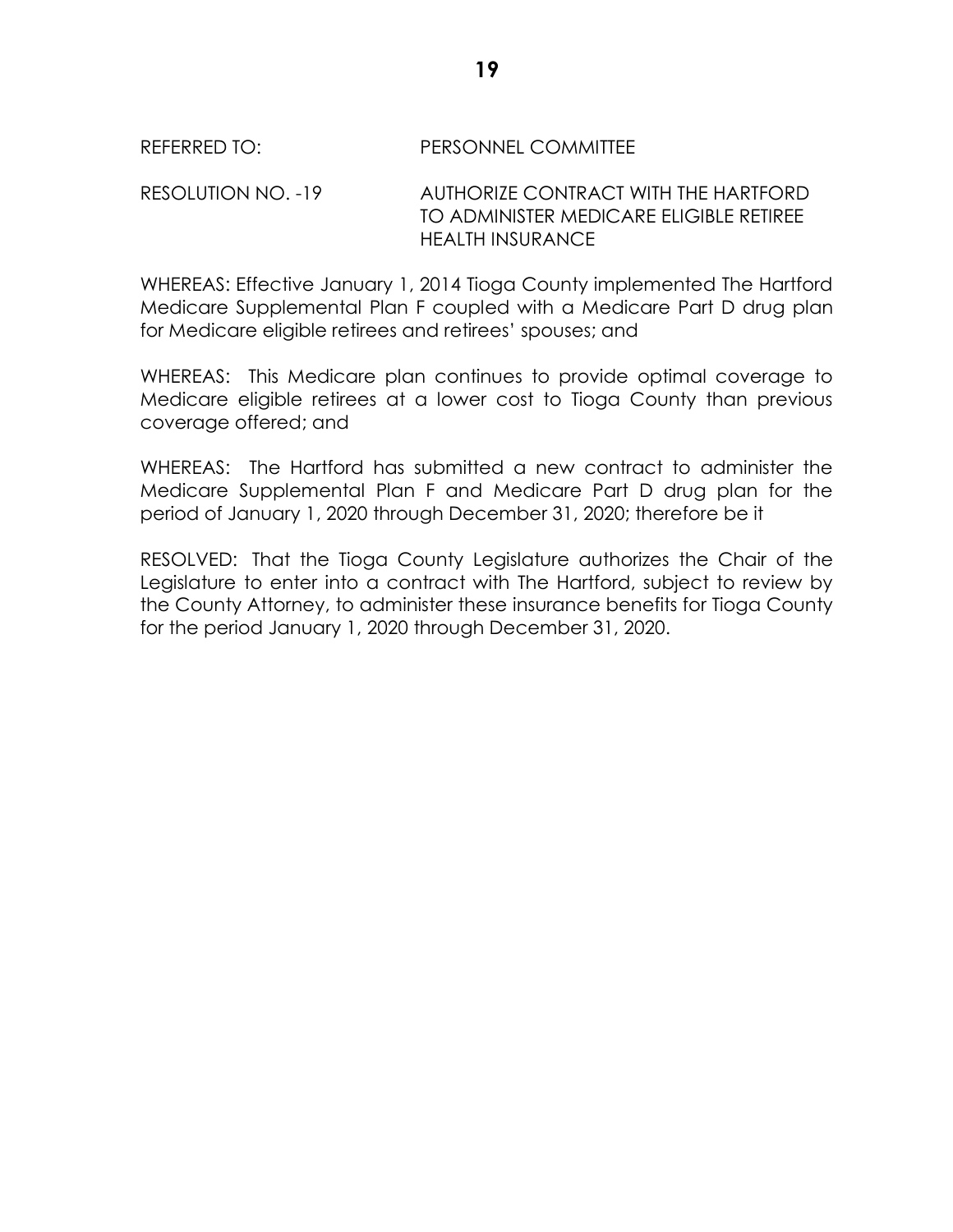REFERRED TO: PERSONNEL COMMITTEE

RESOLUTION NO. -19 AUTHORIZE CONTRACT WITH THE HARTFORD TO ADMINISTER MEDICARE ELIGIBLE RETIREE HEALTH INSURANCE

WHEREAS: Effective January 1, 2014 Tioga County implemented The Hartford Medicare Supplemental Plan F coupled with a Medicare Part D drug plan for Medicare eligible retirees and retirees' spouses; and

WHEREAS: This Medicare plan continues to provide optimal coverage to Medicare eligible retirees at a lower cost to Tioga County than previous coverage offered; and

WHEREAS: The Hartford has submitted a new contract to administer the Medicare Supplemental Plan F and Medicare Part D drug plan for the period of January 1, 2020 through December 31, 2020; therefore be it

RESOLVED: That the Tioga County Legislature authorizes the Chair of the Legislature to enter into a contract with The Hartford, subject to review by the County Attorney, to administer these insurance benefits for Tioga County for the period January 1, 2020 through December 31, 2020.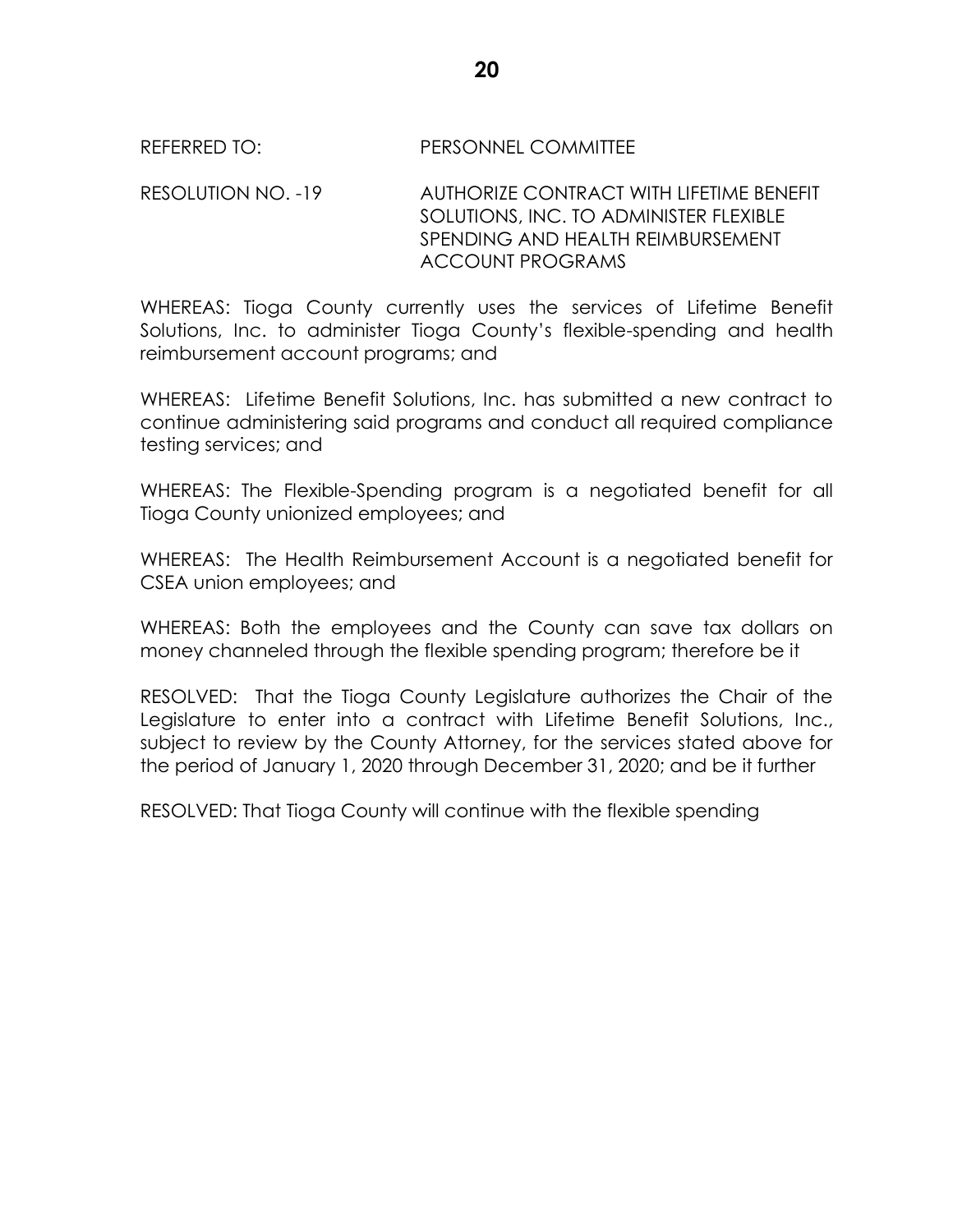REFERRED TO: PERSONNEL COMMITTEE

RESOLUTION NO. -19 AUTHORIZE CONTRACT WITH LIFETIME BENEFIT SOLUTIONS, INC. TO ADMINISTER FLEXIBLE SPENDING AND HEALTH REIMBURSEMENT ACCOUNT PROGRAMS

WHEREAS: Tioga County currently uses the services of Lifetime Benefit Solutions, Inc. to administer Tioga County's flexible-spending and health reimbursement account programs; and

WHEREAS: Lifetime Benefit Solutions, Inc. has submitted a new contract to continue administering said programs and conduct all required compliance testing services; and

WHEREAS: The Flexible-Spending program is a negotiated benefit for all Tioga County unionized employees; and

WHEREAS: The Health Reimbursement Account is a negotiated benefit for CSEA union employees; and

WHEREAS: Both the employees and the County can save tax dollars on money channeled through the flexible spending program; therefore be it

RESOLVED: That the Tioga County Legislature authorizes the Chair of the Legislature to enter into a contract with Lifetime Benefit Solutions, Inc., subject to review by the County Attorney, for the services stated above for the period of January 1, 2020 through December 31, 2020; and be it further

RESOLVED: That Tioga County will continue with the flexible spending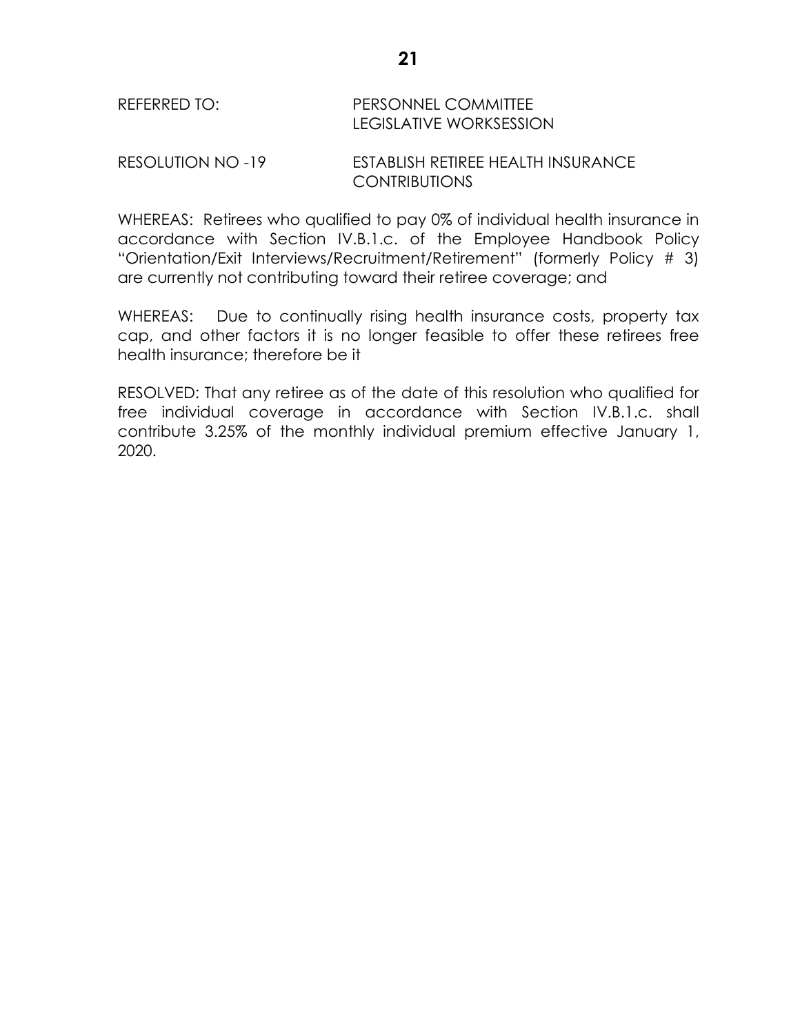REFERRED TO: PERSONNEL COMMITTEE
LEGISLATIVE WORKSESSION

RESOLUTION NO -19 ESTABLISH RETIREE HEALTH INSURANCE CONTRIBUTIONS

WHEREAS: Retirees who qualified to pay 0% of individual health insurance in accordance with Section IV.B.1.c. of the Employee Handbook Policy "Orientation/Exit Interviews/Recruitment/Retirement" (formerly Policy # 3) are currently not contributing toward their retiree coverage; and

WHEREAS: Due to continually rising health insurance costs, property tax cap, and other factors it is no longer feasible to offer these retirees free health insurance; therefore be it

RESOLVED: That any retiree as of the date of this resolution who qualified for free individual coverage in accordance with Section IV.B.1.c. shall contribute 3.25% of the monthly individual premium effective January 1, 2020.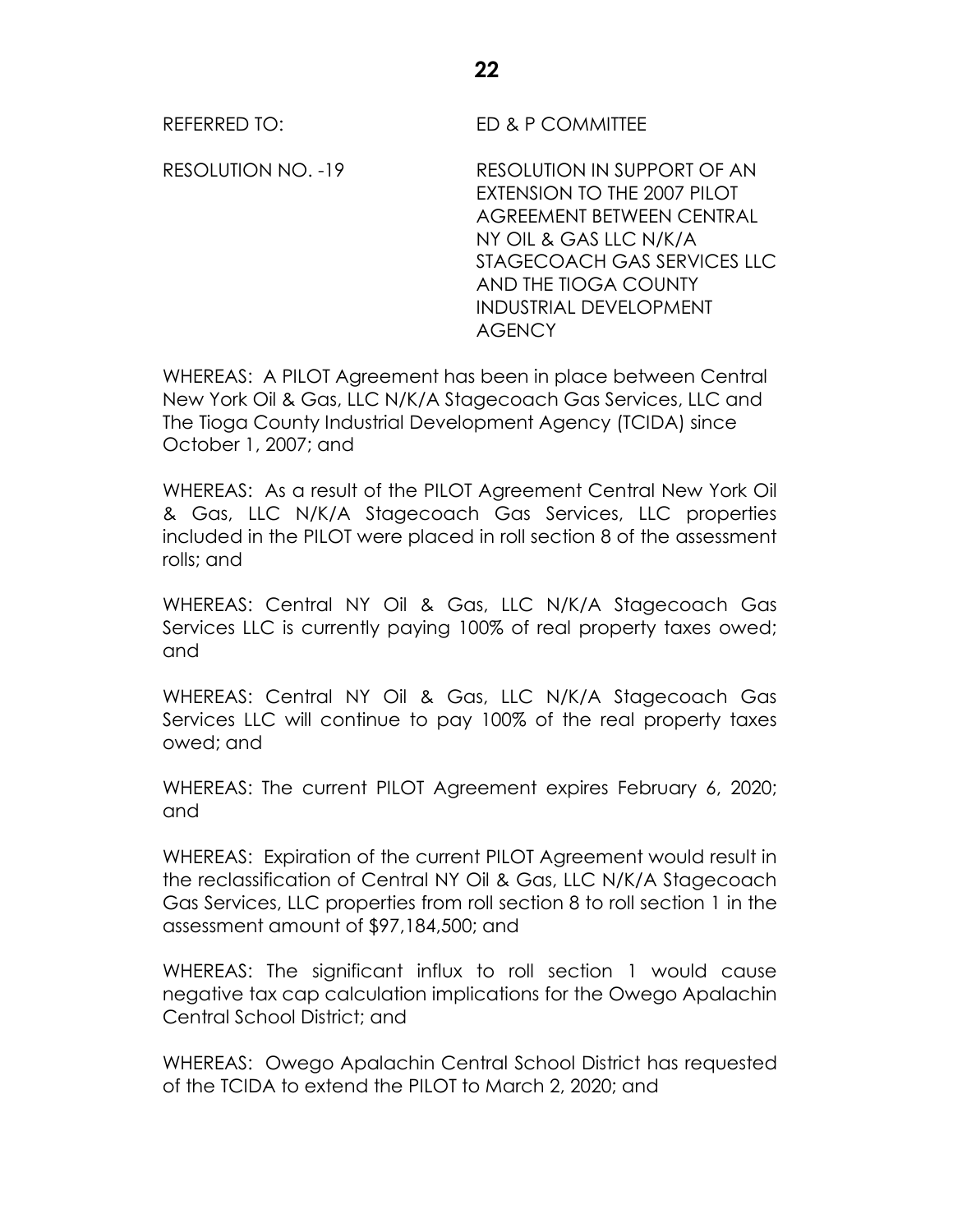REFERRED TO: ED & P COMMITTEE

RESOLUTION NO. -19 RESOLUTION IN SUPPORT OF AN EXTENSION TO THE 2007 PILOT AGREEMENT BETWEEN CENTRAL NY OIL & GAS LLC N/K/A STAGECOACH GAS SERVICES LLC AND THE TIOGA COUNTY INDUSTRIAL DEVELOPMENT AGENCY

WHEREAS: A PILOT Agreement has been in place between Central New York Oil & Gas, LLC N/K/A Stagecoach Gas Services, LLC and The Tioga County Industrial Development Agency (TCIDA) since October 1, 2007; and

WHEREAS: As a result of the PILOT Agreement Central New York Oil & Gas, LLC N/K/A Stagecoach Gas Services, LLC properties included in the PILOT were placed in roll section 8 of the assessment rolls; and

WHEREAS: Central NY Oil & Gas, LLC N/K/A Stagecoach Gas Services LLC is currently paying 100% of real property taxes owed; and

WHEREAS: Central NY Oil & Gas, LLC N/K/A Stagecoach Gas Services LLC will continue to pay 100% of the real property taxes owed; and

WHEREAS: The current PILOT Agreement expires February 6, 2020; and

WHEREAS: Expiration of the current PILOT Agreement would result in the reclassification of Central NY Oil & Gas, LLC N/K/A Stagecoach Gas Services, LLC properties from roll section 8 to roll section 1 in the assessment amount of $97,184,500; and

WHEREAS: The significant influx to roll section 1 would cause negative tax cap calculation implications for the Owego Apalachin Central School District; and

WHEREAS: Owego Apalachin Central School District has requested of the TCIDA to extend the PILOT to March 2, 2020; and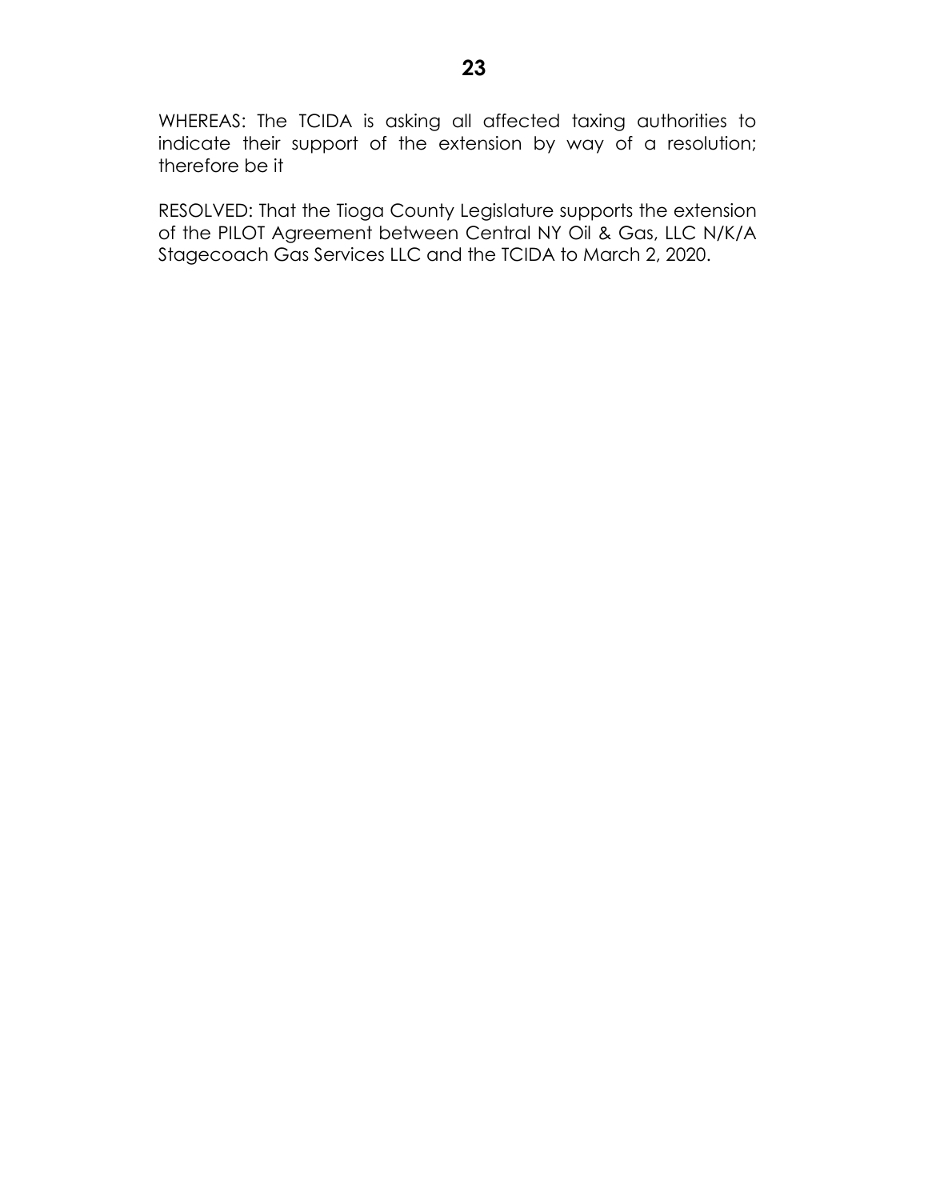WHEREAS: The TCIDA is asking all affected taxing authorities to indicate their support of the extension by way of a resolution; therefore be it

RESOLVED: That the Tioga County Legislature supports the extension of the PILOT Agreement between Central NY Oil & Gas, LLC N/K/A Stagecoach Gas Services LLC and the TCIDA to March 2, 2020.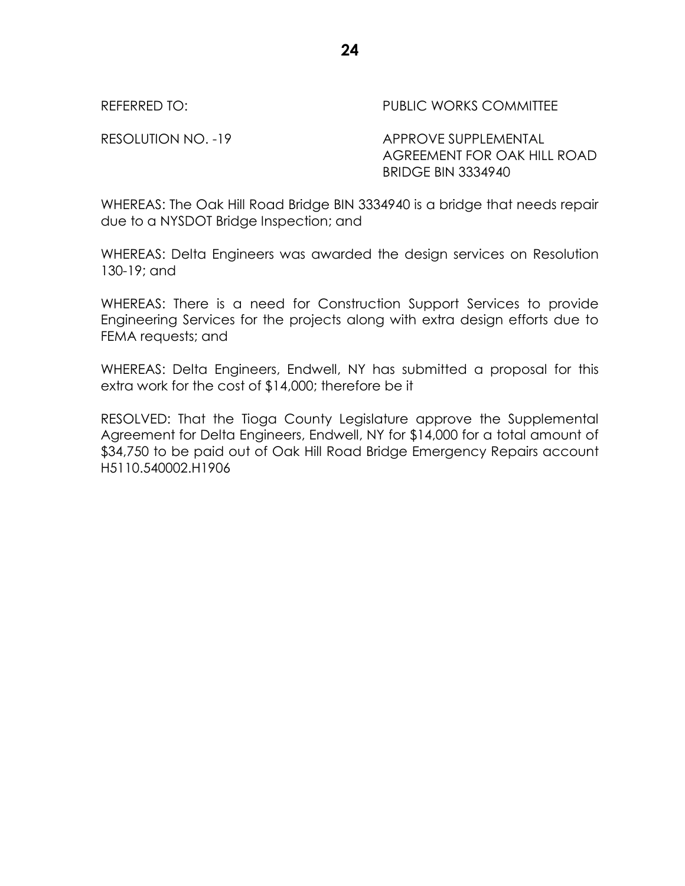REFERRED TO: PUBLIC WORKS COMMITTEE

RESOLUTION NO. -19 APPROVE SUPPLEMENTAL AGREEMENT FOR OAK HILL ROAD BRIDGE BIN 3334940

WHEREAS: The Oak Hill Road Bridge BIN 3334940 is a bridge that needs repair due to a NYSDOT Bridge Inspection; and

WHEREAS: Delta Engineers was awarded the design services on Resolution 130-19; and

WHEREAS: There is a need for Construction Support Services to provide Engineering Services for the projects along with extra design efforts due to FEMA requests; and

WHEREAS: Delta Engineers, Endwell, NY has submitted a proposal for this extra work for the cost of $14,000; therefore be it

RESOLVED: That the Tioga County Legislature approve the Supplemental Agreement for Delta Engineers, Endwell, NY for $14,000 for a total amount of $34,750 to be paid out of Oak Hill Road Bridge Emergency Repairs account H5110.540002.H1906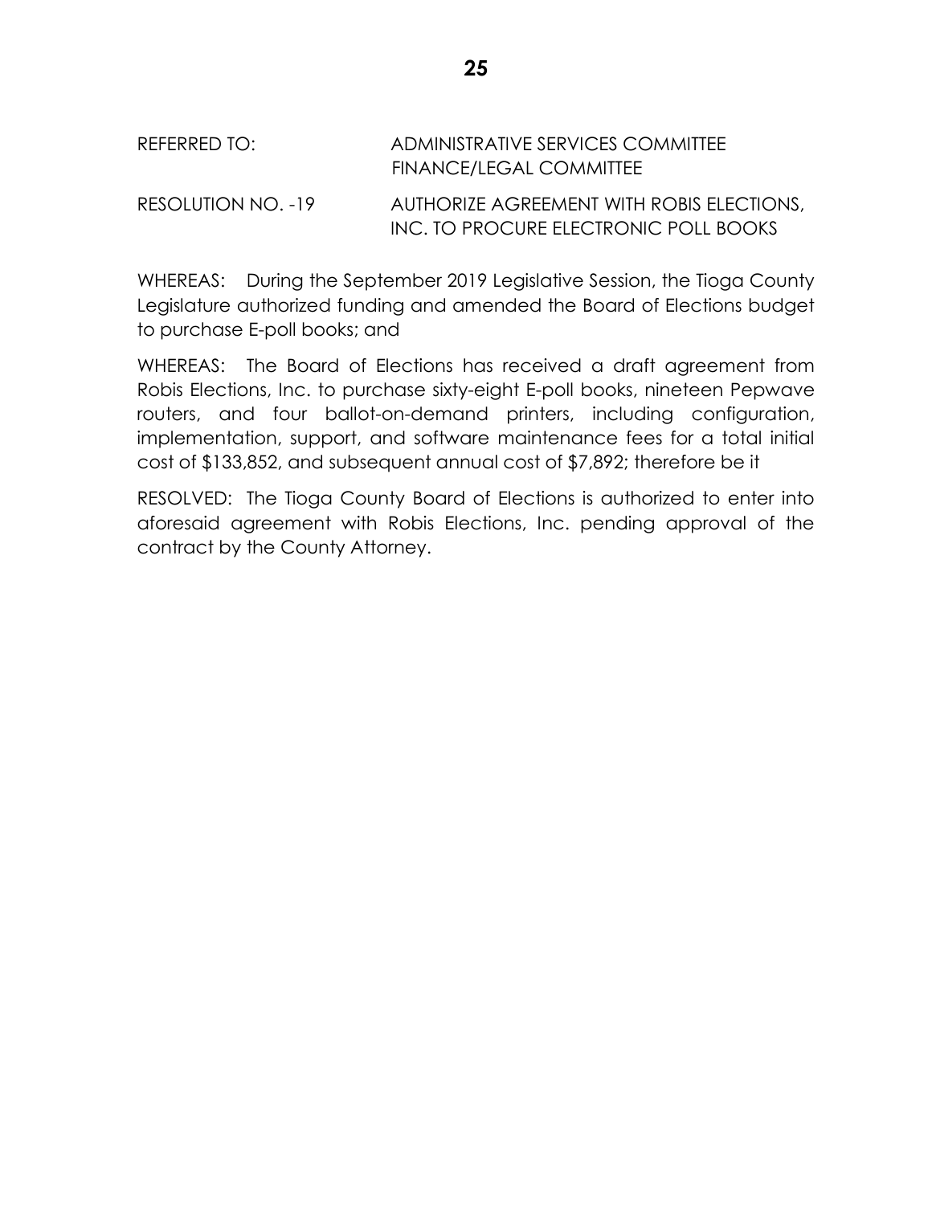REFERRED TO: ADMINISTRATIVE SERVICES COMMITTEE
FINANCE/LEGAL COMMITTEE

RESOLUTION NO. -19 AUTHORIZE AGREEMENT WITH ROBIS ELECTIONS, INC. TO PROCURE ELECTRONIC POLL BOOKS

WHEREAS: During the September 2019 Legislative Session, the Tioga County Legislature authorized funding and amended the Board of Elections budget to purchase E-poll books; and

WHEREAS: The Board of Elections has received a draft agreement from Robis Elections, Inc. to purchase sixty-eight E-poll books, nineteen Pepwave routers, and four ballot-on-demand printers, including configuration, implementation, support, and software maintenance fees for a total initial cost of $133,852, and subsequent annual cost of $7,892; therefore be it

RESOLVED: The Tioga County Board of Elections is authorized to enter into aforesaid agreement with Robis Elections, Inc. pending approval of the contract by the County Attorney.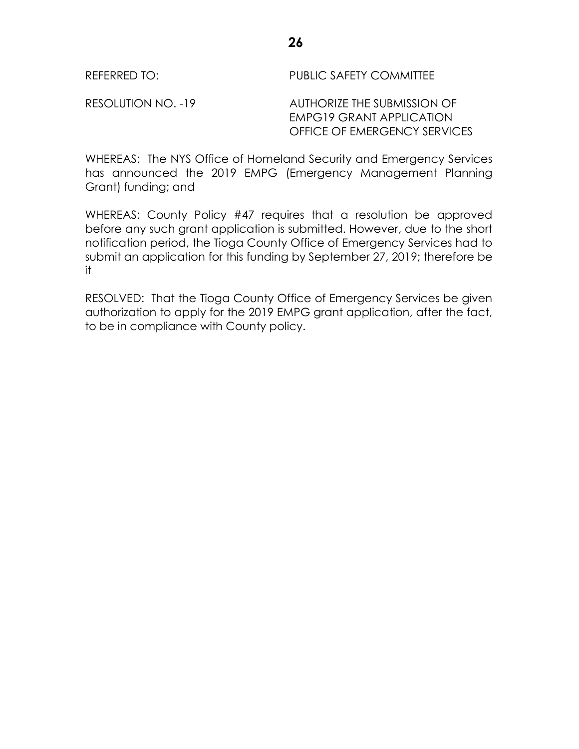REFERRED TO: PUBLIC SAFETY COMMITTEE

RESOLUTION NO. -19 AUTHORIZE THE SUBMISSION OF EMPG19 GRANT APPLICATION OFFICE OF EMERGENCY SERVICES

WHEREAS: The NYS Office of Homeland Security and Emergency Services has announced the 2019 EMPG (Emergency Management Planning Grant) funding; and

WHEREAS: County Policy #47 requires that a resolution be approved before any such grant application is submitted. However, due to the short notification period, the Tioga County Office of Emergency Services had to submit an application for this funding by September 27, 2019; therefore be it

RESOLVED: That the Tioga County Office of Emergency Services be given authorization to apply for the 2019 EMPG grant application, after the fact, to be in compliance with County policy.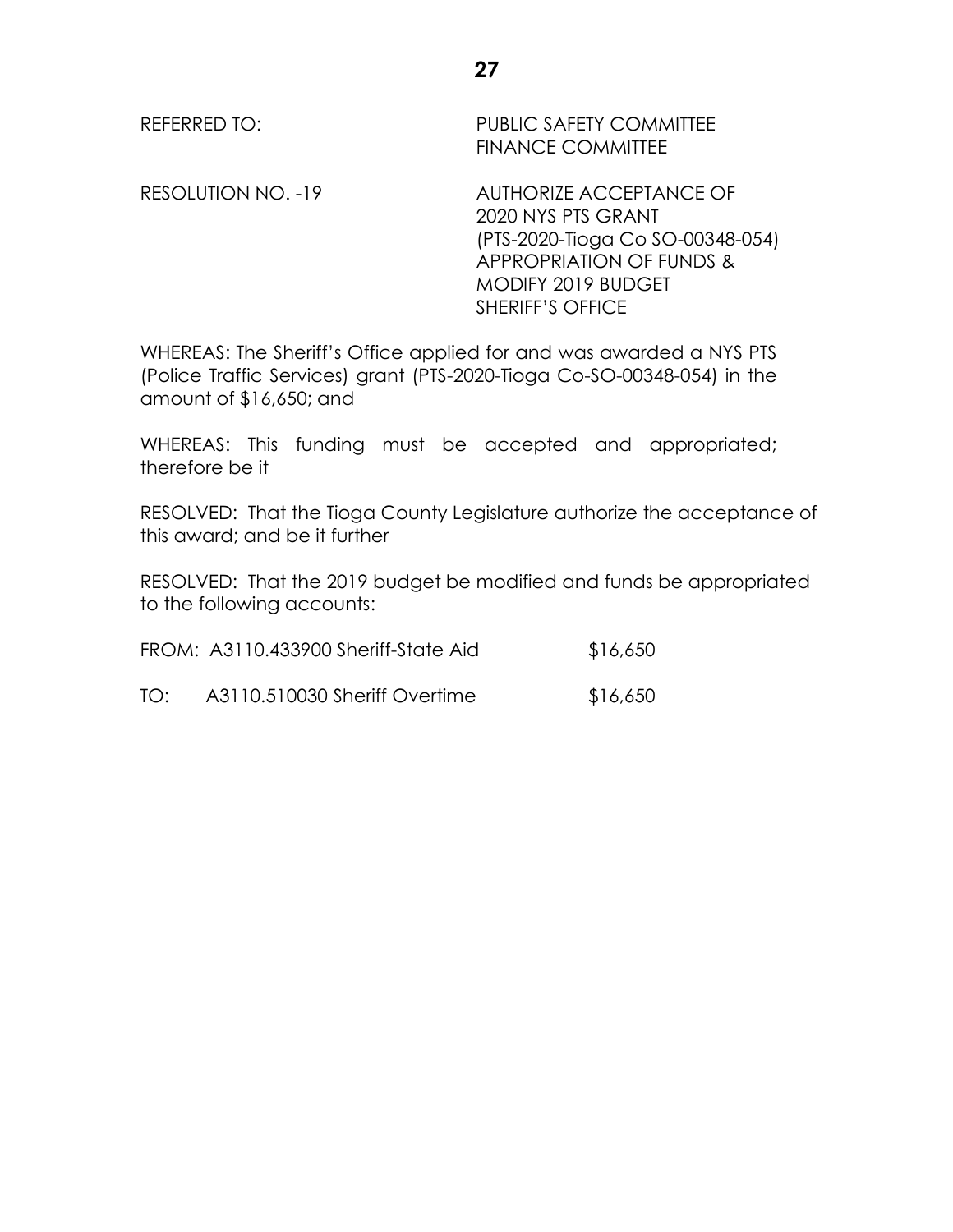REFERRED TO: PUBLIC SAFETY COMMITTEE
FINANCE COMMITTEE

RESOLUTION NO. -19 AUTHORIZE ACCEPTANCE OF
2020 NYS PTS GRANT
(PTS-2020-Tioga Co SO-00348-054)
APPROPRIATION OF FUNDS &
MODIFY 2019 BUDGET
SHERIFF'S OFFICE

WHEREAS: The Sheriff's Office applied for and was awarded a NYS PTS (Police Traffic Services) grant (PTS-2020-Tioga Co-SO-00348-054) in the amount of $16,650; and

WHEREAS: This funding must be accepted and appropriated; therefore be it

RESOLVED: That the Tioga County Legislature authorize the acceptance of this award; and be it further

RESOLVED: That the 2019 budget be modified and funds be appropriated to the following accounts:

| | | |
|---|---|---|
| FROM: | A3110.433900 Sheriff-State Aid | $16,650 |
| TO: | A3110.510030 Sheriff Overtime | $16,650 |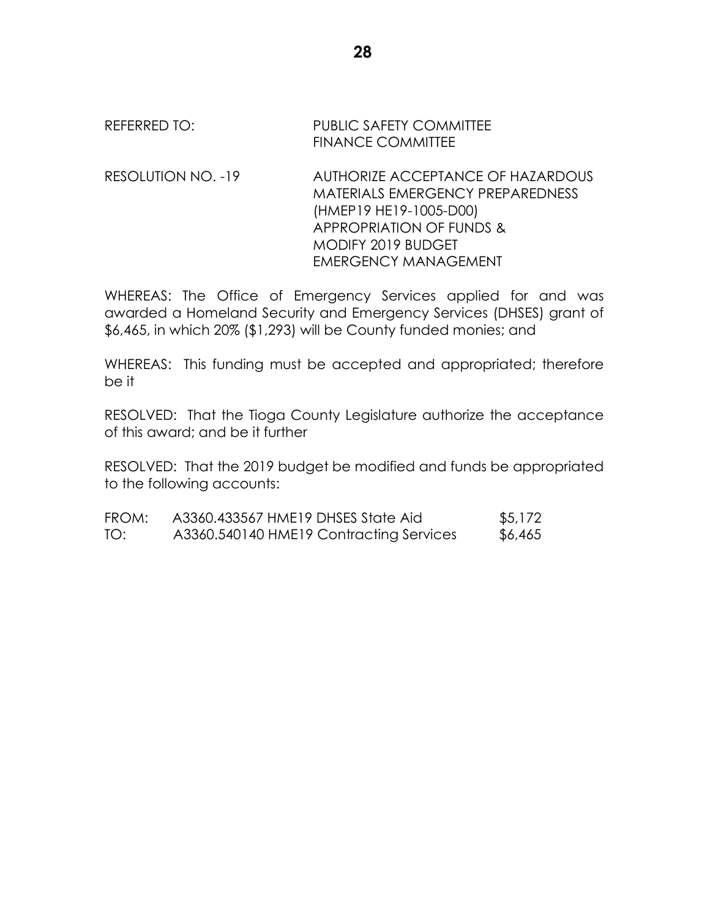REFERRED TO: PUBLIC SAFETY COMMITTEE
FINANCE COMMITTEE

RESOLUTION NO. -19 AUTHORIZE ACCEPTANCE OF HAZARDOUS MATERIALS EMERGENCY PREPAREDNESS (HMEP19 HE19-1005-D00) APPROPRIATION OF FUNDS & MODIFY 2019 BUDGET EMERGENCY MANAGEMENT

WHEREAS: The Office of Emergency Services applied for and was awarded a Homeland Security and Emergency Services (DHSES) grant of $6,465, in which 20% ($1,293) will be County funded monies; and

WHEREAS: This funding must be accepted and appropriated; therefore be it

RESOLVED: That the Tioga County Legislature authorize the acceptance of this award; and be it further

RESOLVED: That the 2019 budget be modified and funds be appropriated to the following accounts:

| | | |
|---|---|---|
| FROM: | A3360.433567 HME19 DHSES State Aid | $5,172 |
| TO: | A3360.540140 HME19 Contracting Services | $6,465 |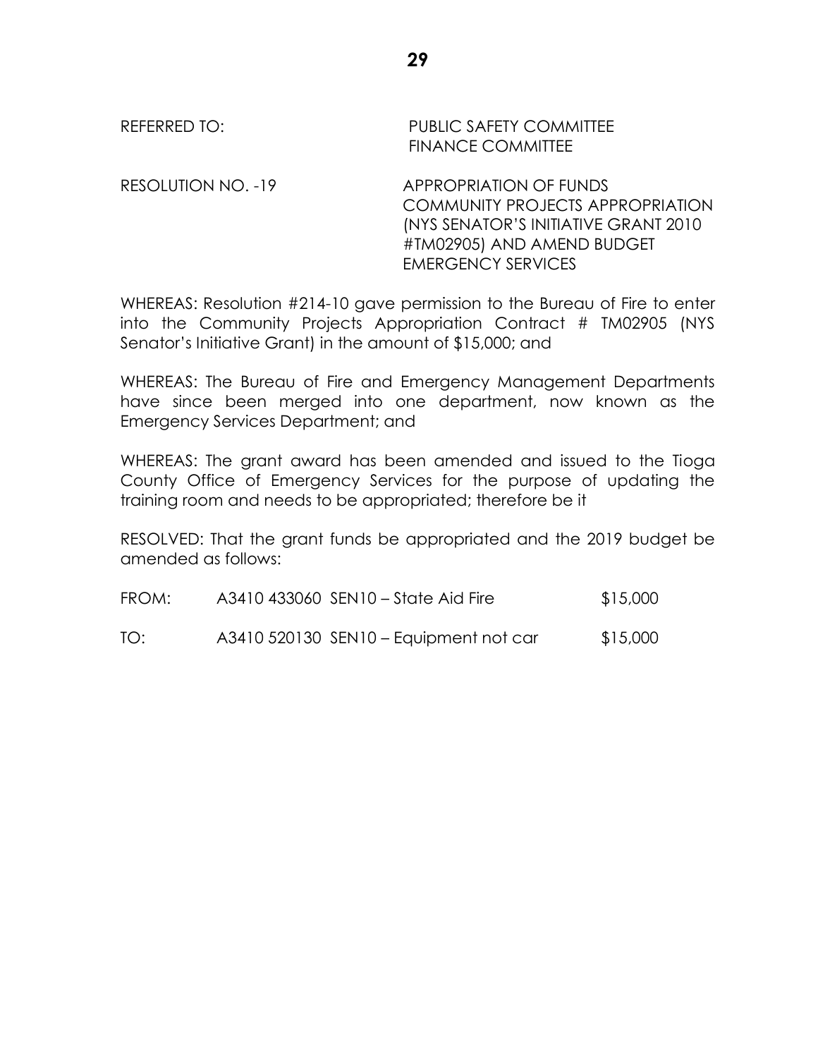REFERRED TO: PUBLIC SAFETY COMMITTEE
FINANCE COMMITTEE

RESOLUTION NO. -19 APPROPRIATION OF FUNDS
COMMUNITY PROJECTS APPROPRIATION
(NYS SENATOR'S INITIATIVE GRANT 2010
#TM02905) AND AMEND BUDGET
EMERGENCY SERVICES

WHEREAS: Resolution #214-10 gave permission to the Bureau of Fire to enter into the Community Projects Appropriation Contract # TM02905 (NYS Senator's Initiative Grant) in the amount of $15,000; and

WHEREAS: The Bureau of Fire and Emergency Management Departments have since been merged into one department, now known as the Emergency Services Department; and

WHEREAS: The grant award has been amended and issued to the Tioga County Office of Emergency Services for the purpose of updating the training room and needs to be appropriated; therefore be it

RESOLVED: That the grant funds be appropriated and the 2019 budget be amended as follows:

| | | |
|---|---|---|
| FROM: | A3410 433060 SEN10 – State Aid Fire | $15,000 |
| TO: | A3410 520130 SEN10 – Equipment not car | $15,000 |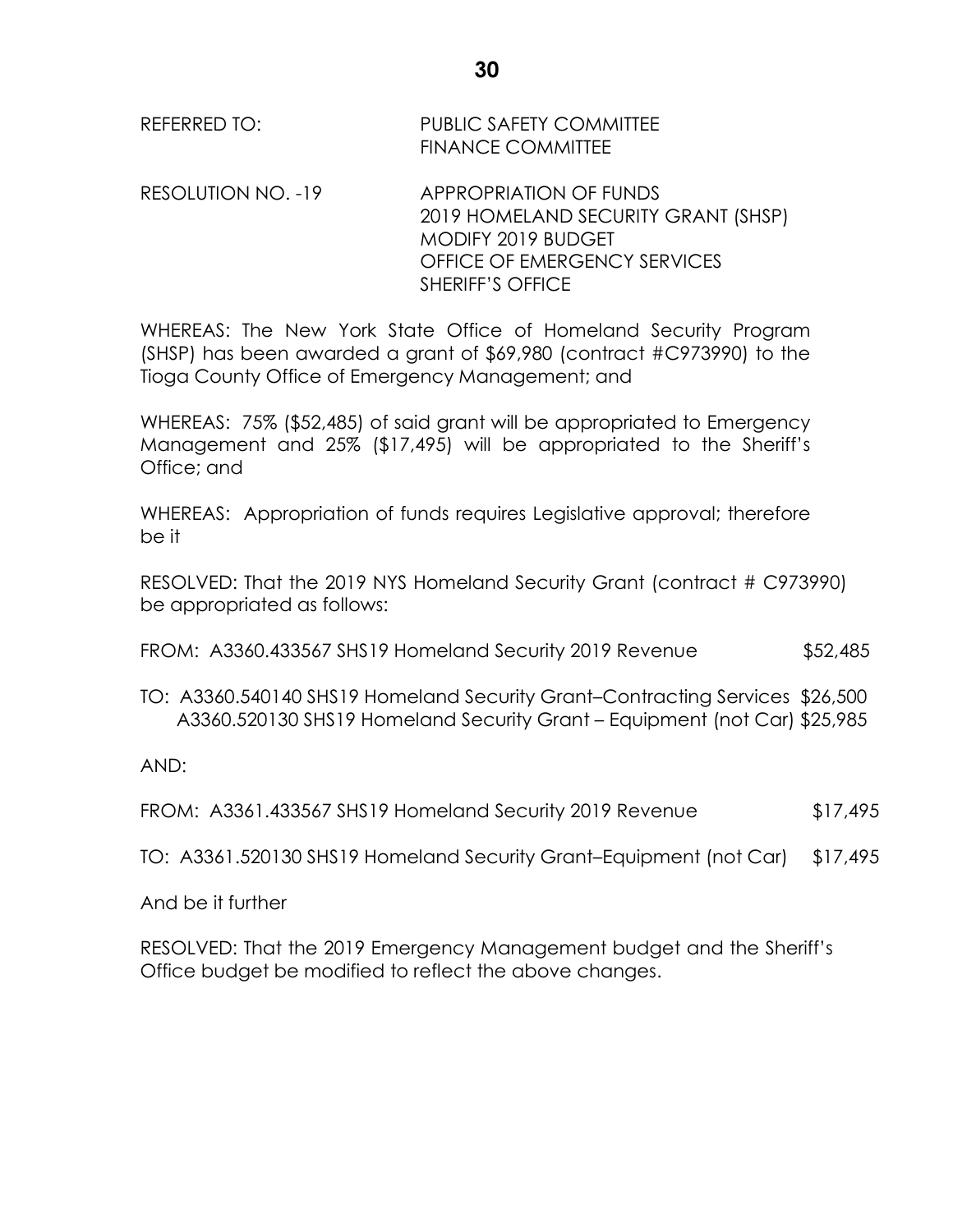REFERRED TO: PUBLIC SAFETY COMMITTEE
FINANCE COMMITTEE

RESOLUTION NO. -19 APPROPRIATION OF FUNDS
2019 HOMELAND SECURITY GRANT (SHSP)
MODIFY 2019 BUDGET
OFFICE OF EMERGENCY SERVICES
SHERIFF'S OFFICE

WHEREAS: The New York State Office of Homeland Security Program (SHSP) has been awarded a grant of $69,980 (contract #C973990) to the Tioga County Office of Emergency Management; and

WHEREAS: 75% ($52,485) of said grant will be appropriated to Emergency Management and 25% ($17,495) will be appropriated to the Sheriff's Office; and

WHEREAS: Appropriation of funds requires Legislative approval; therefore be it

RESOLVED: That the 2019 NYS Homeland Security Grant (contract # C973990) be appropriated as follows:

FROM: A3360.433567 SHS19 Homeland Security 2019 Revenue $52,485

TO: A3360.540140 SHS19 Homeland Security Grant–Contracting Services $26,500
A3360.520130 SHS19 Homeland Security Grant – Equipment (not Car) $25,985

AND:

FROM: A3361.433567 SHS19 Homeland Security 2019 Revenue $17,495

TO: A3361.520130 SHS19 Homeland Security Grant–Equipment (not Car) $17,495

And be it further

RESOLVED: That the 2019 Emergency Management budget and the Sheriff's Office budget be modified to reflect the above changes.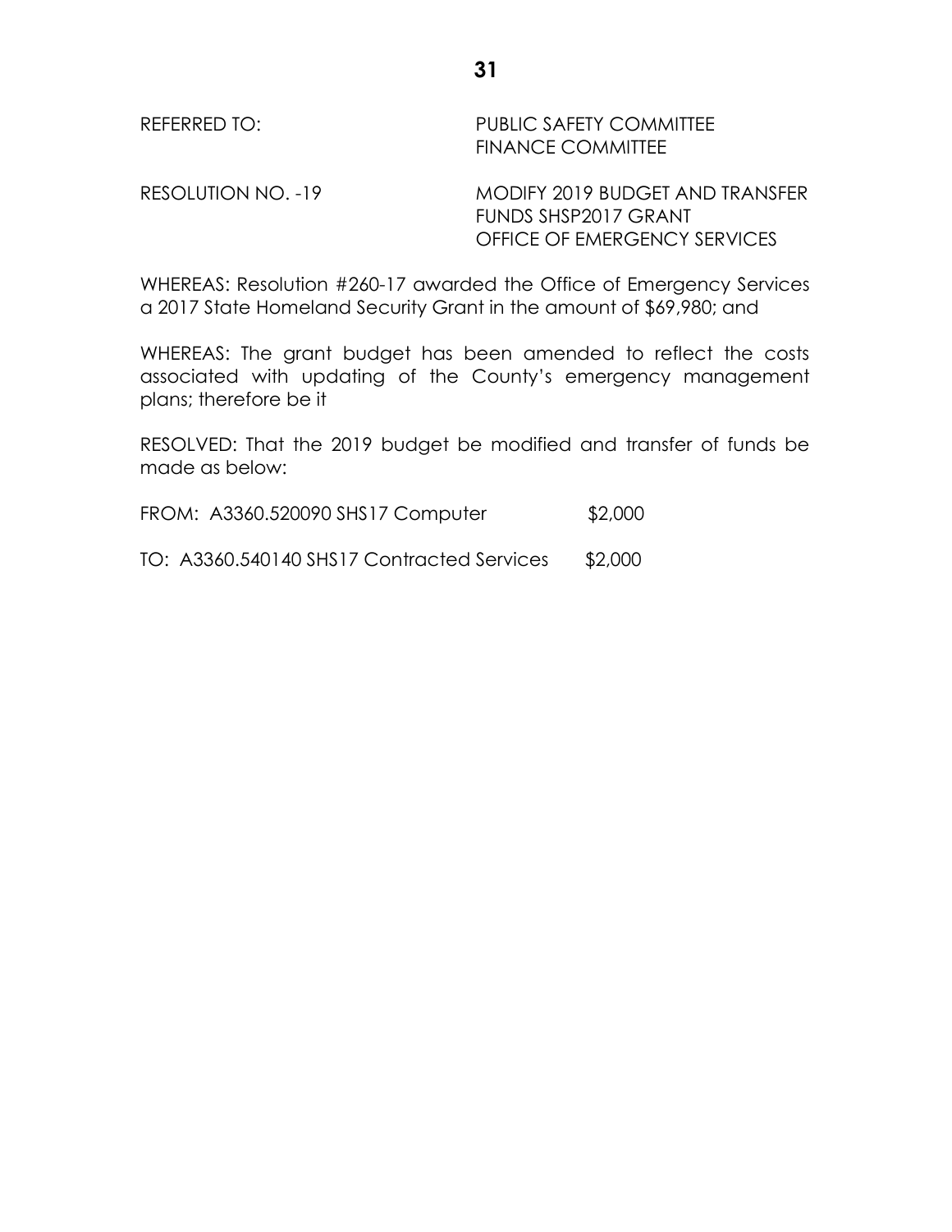REFERRED TO: PUBLIC SAFETY COMMITTEE
FINANCE COMMITTEE

RESOLUTION NO. -19 MODIFY 2019 BUDGET AND TRANSFER FUNDS SHSP2017 GRANT OFFICE OF EMERGENCY SERVICES

WHEREAS: Resolution #260-17 awarded the Office of Emergency Services a 2017 State Homeland Security Grant in the amount of $69,980; and

WHEREAS: The grant budget has been amended to reflect the costs associated with updating of the County's emergency management plans; therefore be it

RESOLVED: That the 2019 budget be modified and transfer of funds be made as below:

FROM: A3360.520090 SHS17 Computer $2,000

TO: A3360.540140 SHS17 Contracted Services $2,000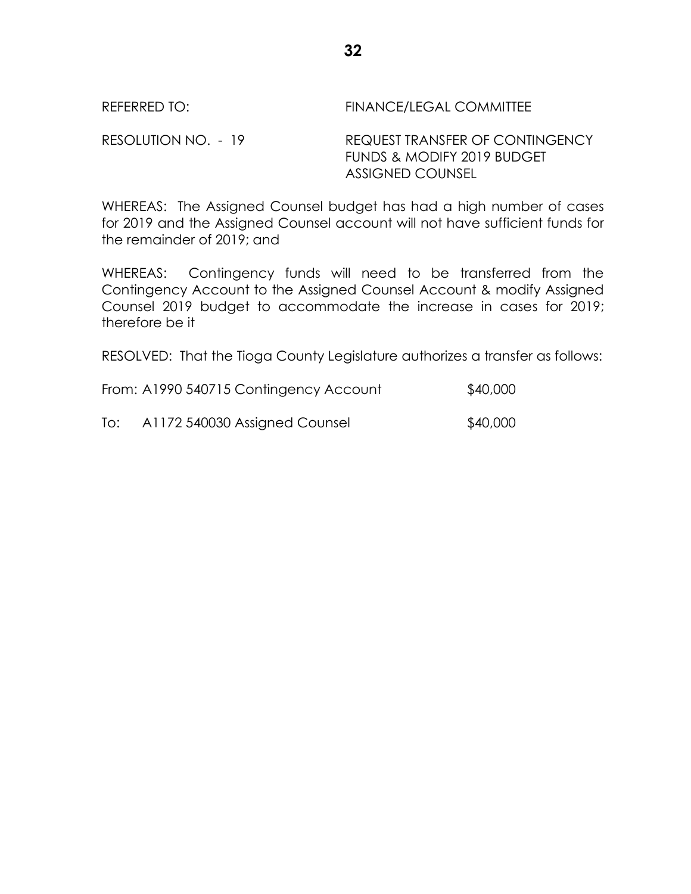REFERRED TO: FINANCE/LEGAL COMMITTEE

RESOLUTION NO. - 19 REQUEST TRANSFER OF CONTINGENCY FUNDS & MODIFY 2019 BUDGET ASSIGNED COUNSEL

WHEREAS: The Assigned Counsel budget has had a high number of cases for 2019 and the Assigned Counsel account will not have sufficient funds for the remainder of 2019; and

WHEREAS: Contingency funds will need to be transferred from the Contingency Account to the Assigned Counsel Account & modify Assigned Counsel 2019 budget to accommodate the increase in cases for 2019; therefore be it

RESOLVED: That the Tioga County Legislature authorizes a transfer as follows:

| | | |
|---|---|---|
| From: | A1990 540715 Contingency Account | $40,000 |
| To: | A1172 540030 Assigned Counsel | $40,000 |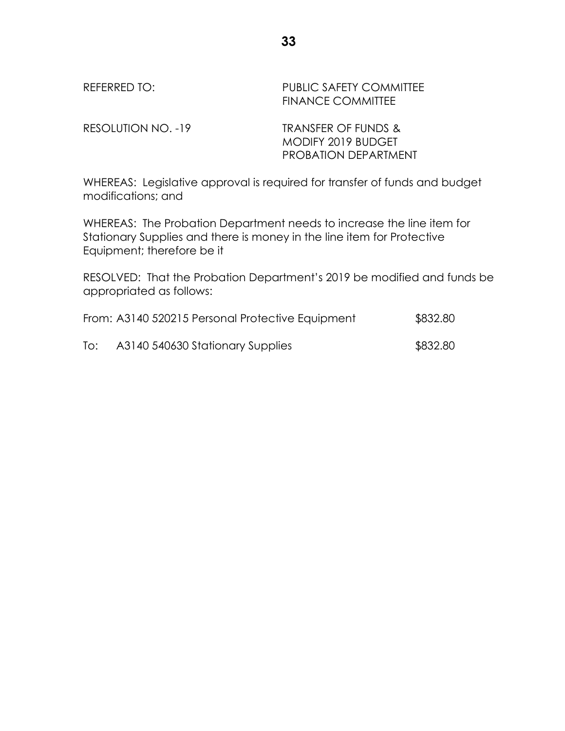REFERRED TO: PUBLIC SAFETY COMMITTEE
FINANCE COMMITTEE

RESOLUTION NO. -19 TRANSFER OF FUNDS &
MODIFY 2019 BUDGET
PROBATION DEPARTMENT

WHEREAS: Legislative approval is required for transfer of funds and budget modifications; and

WHEREAS: The Probation Department needs to increase the line item for Stationary Supplies and there is money in the line item for Protective Equipment; therefore be it

RESOLVED: That the Probation Department's 2019 be modified and funds be appropriated as follows:

From: A3140 520215 Personal Protective Equipment $832.80

To: A3140 540630 Stationary Supplies $832.80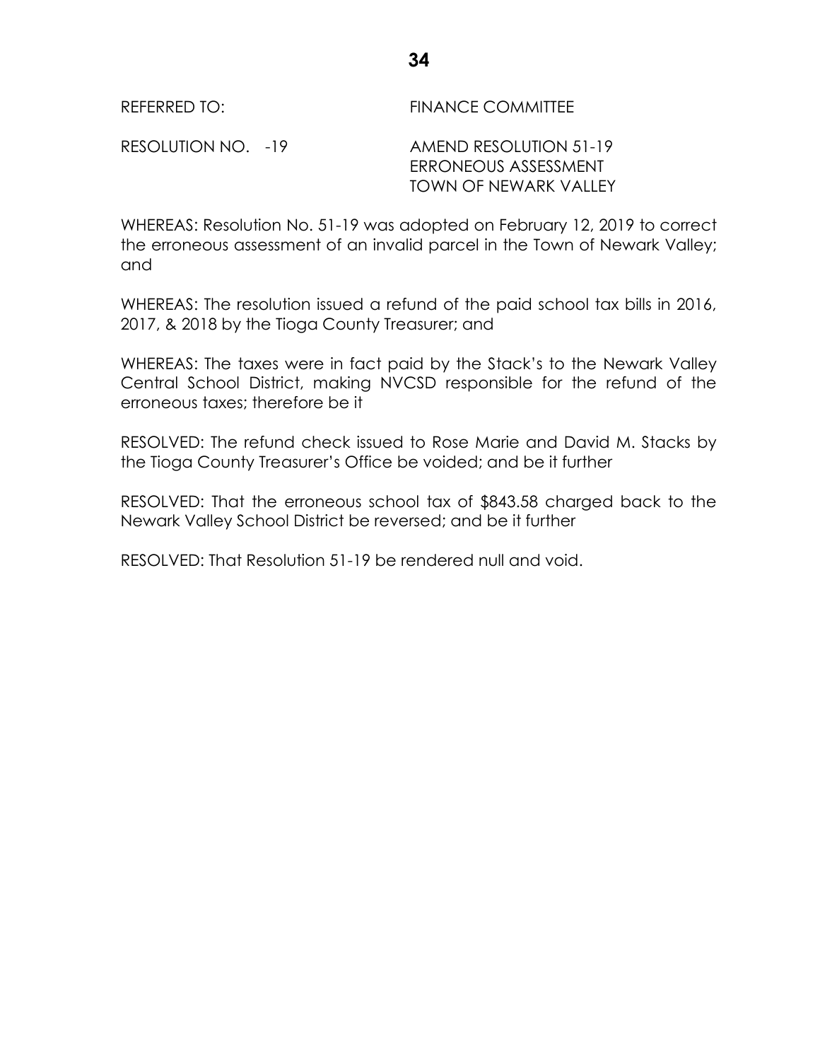REFERRED TO: FINANCE COMMITTEE

RESOLUTION NO. -19 AMEND RESOLUTION 51-19
ERRONEOUS ASSESSMENT
TOWN OF NEWARK VALLEY

WHEREAS: Resolution No. 51-19 was adopted on February 12, 2019 to correct the erroneous assessment of an invalid parcel in the Town of Newark Valley; and

WHEREAS: The resolution issued a refund of the paid school tax bills in 2016, 2017, & 2018 by the Tioga County Treasurer; and

WHEREAS: The taxes were in fact paid by the Stack's to the Newark Valley Central School District, making NVCSD responsible for the refund of the erroneous taxes; therefore be it

RESOLVED: The refund check issued to Rose Marie and David M. Stacks by the Tioga County Treasurer's Office be voided; and be it further

RESOLVED: That the erroneous school tax of $843.58 charged back to the Newark Valley School District be reversed; and be it further

RESOLVED: That Resolution 51-19 be rendered null and void.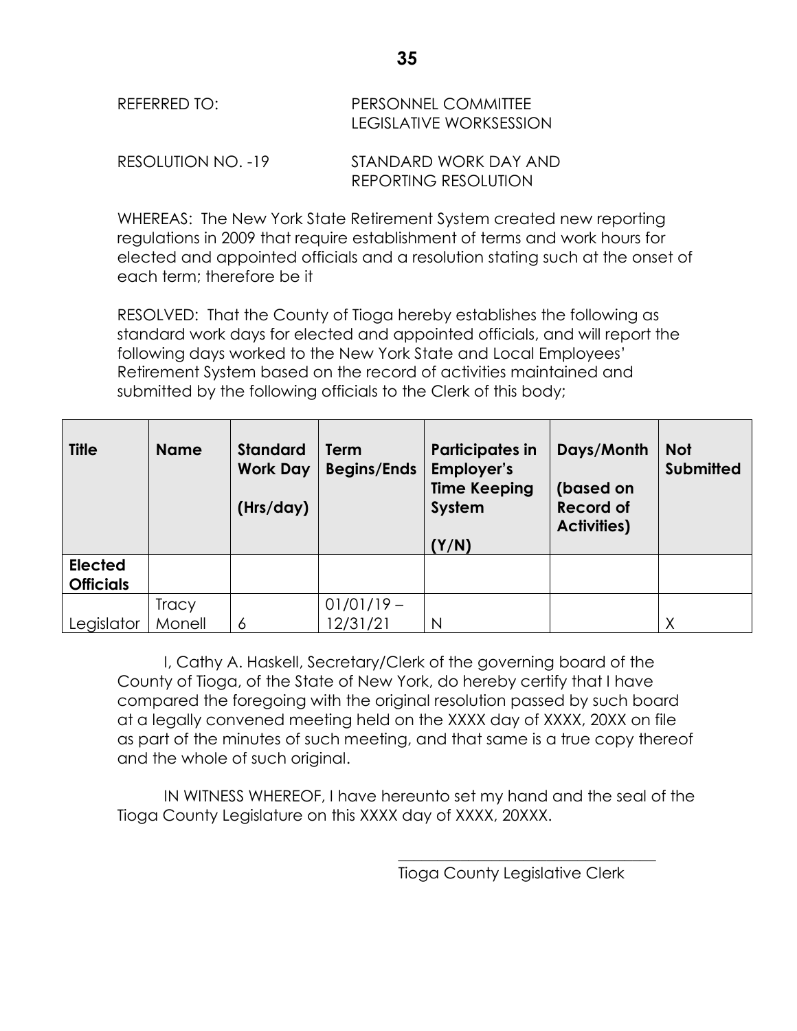REFERRED TO: PERSONNEL COMMITTEE
LEGISLATIVE WORKSESSION

RESOLUTION NO. -19 STANDARD WORK DAY AND
REPORTING RESOLUTION

WHEREAS: The New York State Retirement System created new reporting regulations in 2009 that require establishment of terms and work hours for elected and appointed officials and a resolution stating such at the onset of each term; therefore be it

RESOLVED: That the County of Tioga hereby establishes the following as standard work days for elected and appointed officials, and will report the following days worked to the New York State and Local Employees' Retirement System based on the record of activities maintained and submitted by the following officials to the Clerk of this body;

| **Title** | **Name** | **Standard Work Day (Hrs/day)** | **Term Begins/Ends** | **Participates in Employer's Time Keeping System (Y/N)** | **Days/Month (based on Record of Activities)** | **Not Submitted** |
|---|---|---|---|---|---|---|
| **Elected Officials** | | | | | | |
| Legislator | Tracy Monell | 6 | 01/01/19 – 12/31/21 | N | | X |

I, Cathy A. Haskell, Secretary/Clerk of the governing board of the County of Tioga, of the State of New York, do hereby certify that I have compared the foregoing with the original resolution passed by such board at a legally convened meeting held on the XXXX day of XXXX, 20XX on file as part of the minutes of such meeting, and that same is a true copy thereof and the whole of such original.

IN WITNESS WHEREOF, I have hereunto set my hand and the seal of the Tioga County Legislature on this XXXX day of XXXX, 20XXX.

\_\_\_\_\_\_\_\_\_\_\_\_\_\_\_\_\_\_\_\_\_\_\_\_\_\_\_\_\_\_\_\_\_\_

Tioga County Legislative Clerk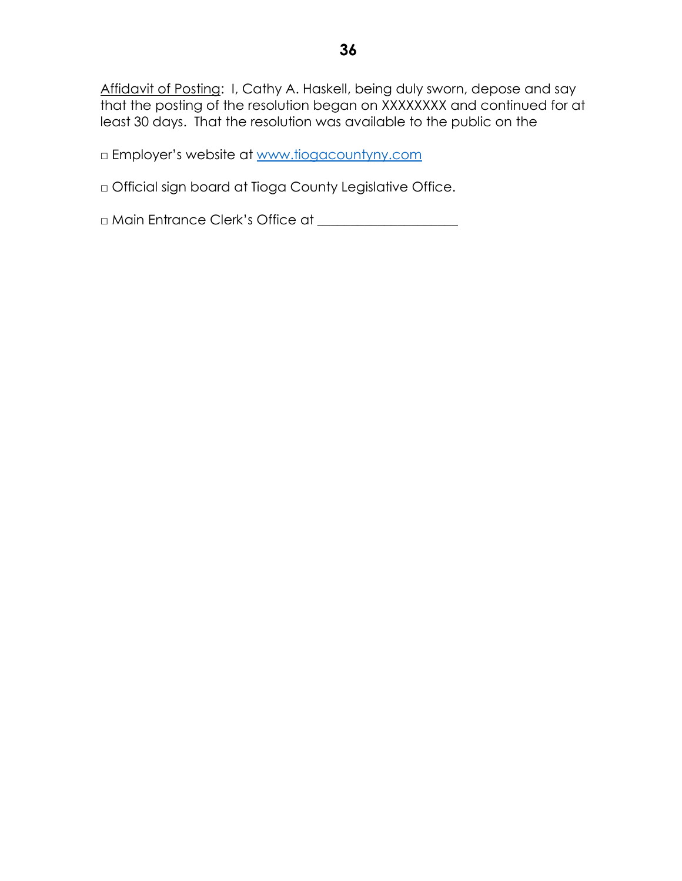<u>Affidavit of Posting</u>: I, Cathy A. Haskell, being duly sworn, depose and say that the posting of the resolution began on XXXXXXXX and continued for at least 30 days. That the resolution was available to the public on the

□ Employer's website at [www.tiogacountyny.com](http://www.tiogacountyny.com)

□ Official sign board at Tioga County Legislative Office.

□ Main Entrance Clerk's Office at ____________________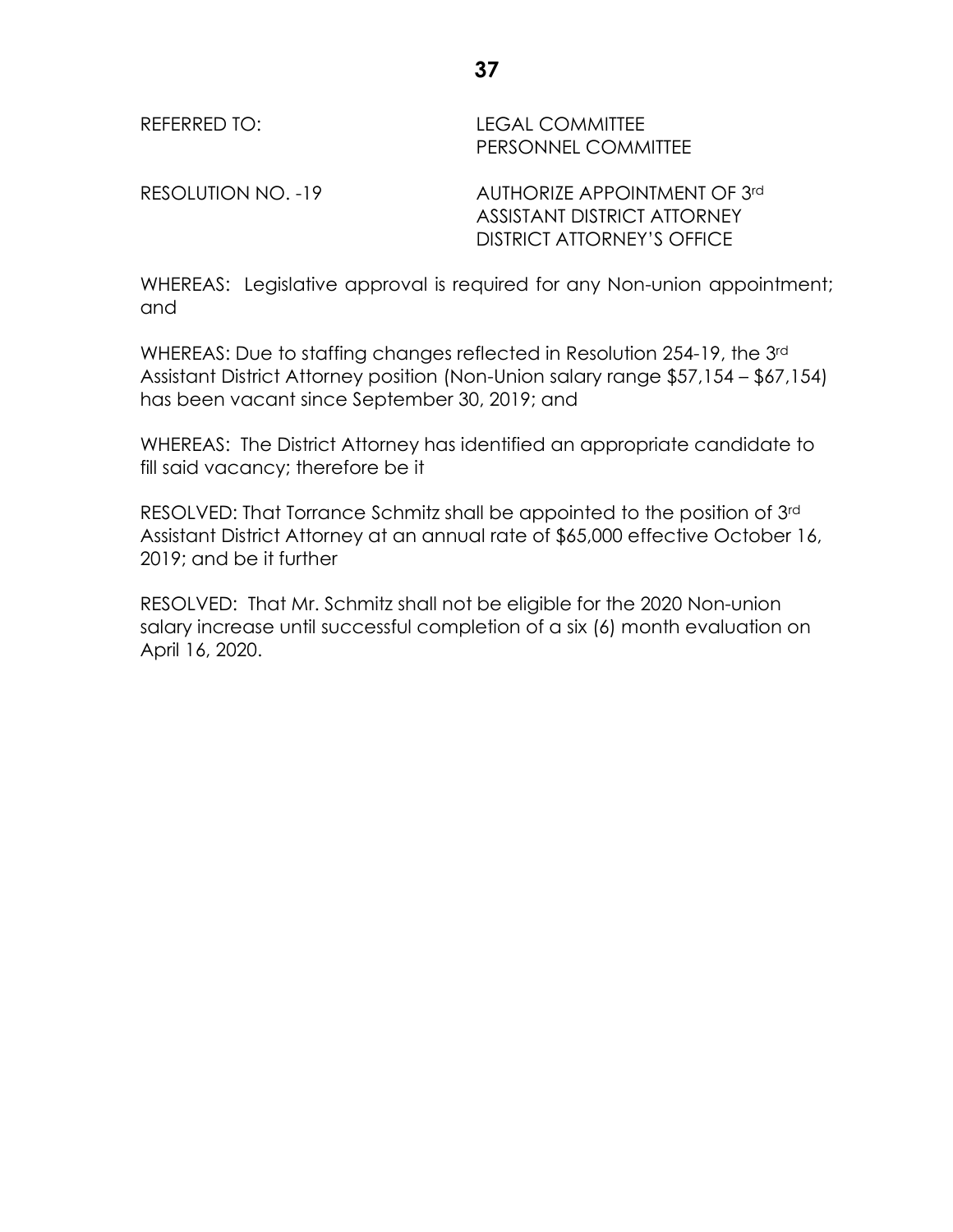REFERRED TO: LEGAL COMMITTEE
PERSONNEL COMMITTEE

RESOLUTION NO. -19 AUTHORIZE APPOINTMENT OF 3rd ASSISTANT DISTRICT ATTORNEY DISTRICT ATTORNEY'S OFFICE

WHEREAS: Legislative approval is required for any Non-union appointment; and

WHEREAS: Due to staffing changes reflected in Resolution 254-19, the 3rd Assistant District Attorney position (Non-Union salary range $57,154 – $67,154) has been vacant since September 30, 2019; and

WHEREAS: The District Attorney has identified an appropriate candidate to fill said vacancy; therefore be it

RESOLVED: That Torrance Schmitz shall be appointed to the position of 3rd Assistant District Attorney at an annual rate of $65,000 effective October 16, 2019; and be it further

RESOLVED: That Mr. Schmitz shall not be eligible for the 2020 Non-union salary increase until successful completion of a six (6) month evaluation on April 16, 2020.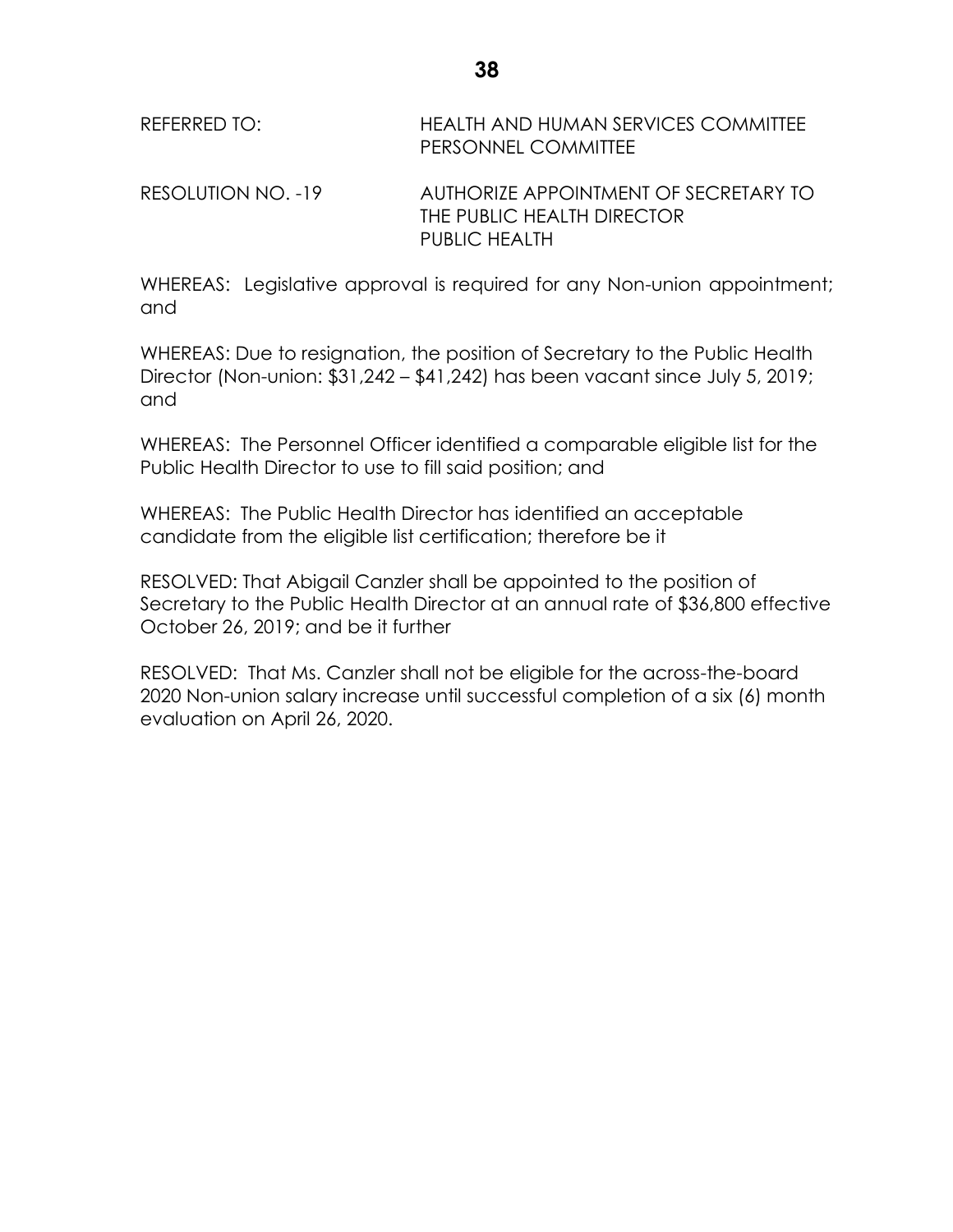REFERRED TO: HEALTH AND HUMAN SERVICES COMMITTEE
PERSONNEL COMMITTEE

RESOLUTION NO. -19 AUTHORIZE APPOINTMENT OF SECRETARY TO THE PUBLIC HEALTH DIRECTOR
PUBLIC HEALTH

WHEREAS: Legislative approval is required for any Non-union appointment; and

WHEREAS: Due to resignation, the position of Secretary to the Public Health Director (Non-union: $31,242 – $41,242) has been vacant since July 5, 2019; and

WHEREAS: The Personnel Officer identified a comparable eligible list for the Public Health Director to use to fill said position; and

WHEREAS: The Public Health Director has identified an acceptable candidate from the eligible list certification; therefore be it

RESOLVED: That Abigail Canzler shall be appointed to the position of Secretary to the Public Health Director at an annual rate of $36,800 effective October 26, 2019; and be it further

RESOLVED: That Ms. Canzler shall not be eligible for the across-the-board 2020 Non-union salary increase until successful completion of a six (6) month evaluation on April 26, 2020.